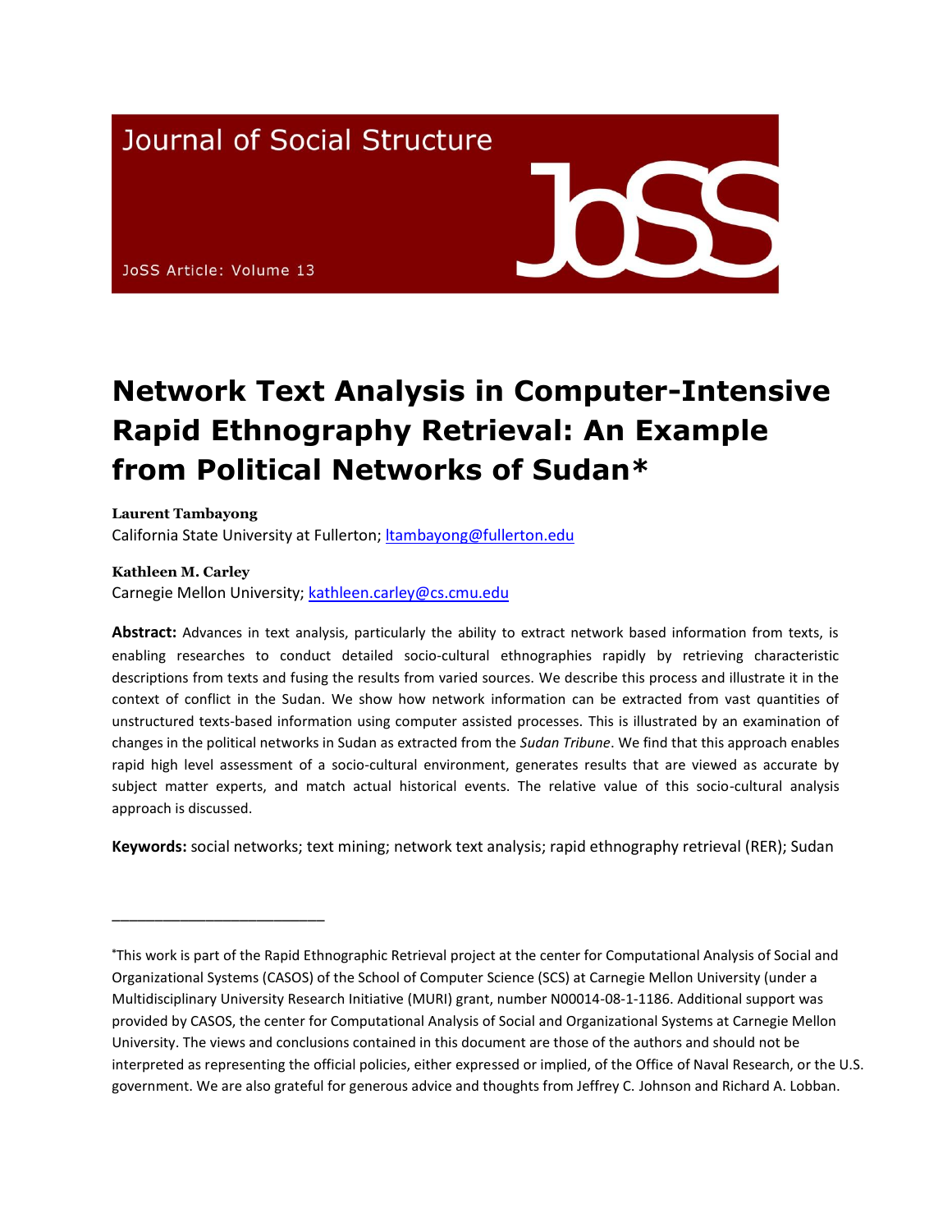Journal of Social Structure

JoSS Article: Volume 13

# Network Text Analysis in Computer-Intensive Rapid Ethnography Retrieval: An Example from Political Networks of Sudan*

**Laurent Tambayong**
California State University at Fullerton; ltambayong@fullerton.edu

**Kathleen M. Carley**
Carnegie Mellon University; kathleen.carley@cs.cmu.edu

**Abstract:** Advances in text analysis, particularly the ability to extract network based information from texts, is enabling researches to conduct detailed socio-cultural ethnographies rapidly by retrieving characteristic descriptions from texts and fusing the results from varied sources. We describe this process and illustrate it in the context of conflict in the Sudan. We show how network information can be extracted from vast quantities of unstructured texts-based information using computer assisted processes. This is illustrated by an examination of changes in the political networks in Sudan as extracted from the *Sudan Tribune*. We find that this approach enables rapid high level assessment of a socio-cultural environment, generates results that are viewed as accurate by subject matter experts, and match actual historical events. The relative value of this socio-cultural analysis approach is discussed.

**Keywords:** social networks; text mining; network text analysis; rapid ethnography retrieval (RER); Sudan

---

*This work is part of the Rapid Ethnographic Retrieval project at the center for Computational Analysis of Social and Organizational Systems (CASOS) of the School of Computer Science (SCS) at Carnegie Mellon University (under a Multidisciplinary University Research Initiative (MURI) grant, number N00014-08-1-1186. Additional support was provided by CASOS, the center for Computational Analysis of Social and Organizational Systems at Carnegie Mellon University. The views and conclusions contained in this document are those of the authors and should not be interpreted as representing the official policies, either expressed or implied, of the Office of Naval Research, or the U.S. government. We are also grateful for generous advice and thoughts from Jeffrey C. Johnson and Richard A. Lobban.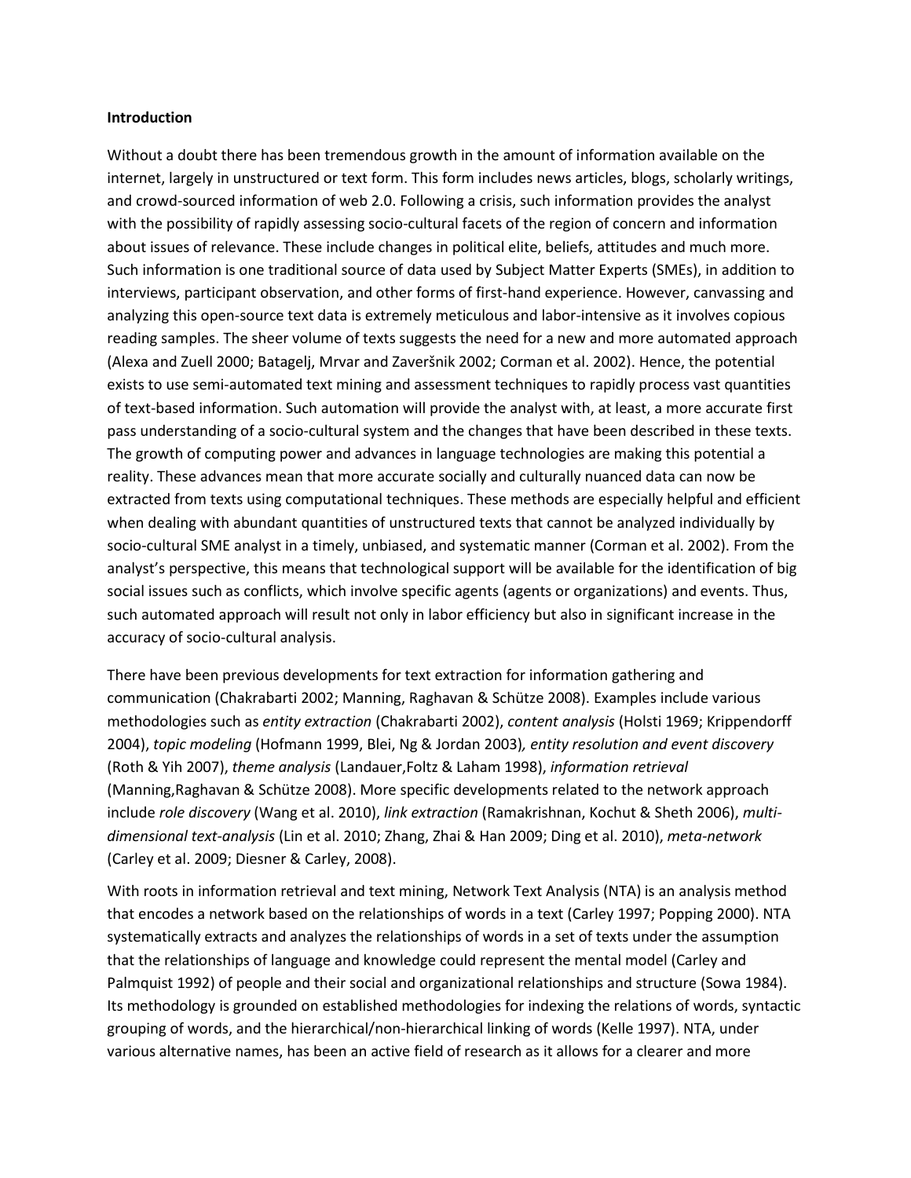**Introduction**

Without a doubt there has been tremendous growth in the amount of information available on the internet, largely in unstructured or text form. This form includes news articles, blogs, scholarly writings, and crowd-sourced information of web 2.0. Following a crisis, such information provides the analyst with the possibility of rapidly assessing socio-cultural facets of the region of concern and information about issues of relevance. These include changes in political elite, beliefs, attitudes and much more. Such information is one traditional source of data used by Subject Matter Experts (SMEs), in addition to interviews, participant observation, and other forms of first-hand experience. However, canvassing and analyzing this open-source text data is extremely meticulous and labor-intensive as it involves copious reading samples. The sheer volume of texts suggests the need for a new and more automated approach (Alexa and Zuell 2000; Batagelj, Mrvar and Zaveršnik 2002; Corman et al. 2002). Hence, the potential exists to use semi-automated text mining and assessment techniques to rapidly process vast quantities of text-based information. Such automation will provide the analyst with, at least, a more accurate first pass understanding of a socio-cultural system and the changes that have been described in these texts. The growth of computing power and advances in language technologies are making this potential a reality. These advances mean that more accurate socially and culturally nuanced data can now be extracted from texts using computational techniques. These methods are especially helpful and efficient when dealing with abundant quantities of unstructured texts that cannot be analyzed individually by socio-cultural SME analyst in a timely, unbiased, and systematic manner (Corman et al. 2002). From the analyst's perspective, this means that technological support will be available for the identification of big social issues such as conflicts, which involve specific agents (agents or organizations) and events. Thus, such automated approach will result not only in labor efficiency but also in significant increase in the accuracy of socio-cultural analysis.

There have been previous developments for text extraction for information gathering and communication (Chakrabarti 2002; Manning, Raghavan & Schütze 2008). Examples include various methodologies such as *entity extraction* (Chakrabarti 2002), *content analysis* (Holsti 1969; Krippendorff 2004), *topic modeling* (Hofmann 1999, Blei, Ng & Jordan 2003)*, entity resolution and event discovery* (Roth & Yih 2007), *theme analysis* (Landauer,Foltz & Laham 1998), *information retrieval* (Manning,Raghavan & Schütze 2008). More specific developments related to the network approach include *role discovery* (Wang et al. 2010), *link extraction* (Ramakrishnan, Kochut & Sheth 2006), *multi-dimensional text-analysis* (Lin et al. 2010; Zhang, Zhai & Han 2009; Ding et al. 2010), *meta-network* (Carley et al. 2009; Diesner & Carley, 2008).

With roots in information retrieval and text mining, Network Text Analysis (NTA) is an analysis method that encodes a network based on the relationships of words in a text (Carley 1997; Popping 2000). NTA systematically extracts and analyzes the relationships of words in a set of texts under the assumption that the relationships of language and knowledge could represent the mental model (Carley and Palmquist 1992) of people and their social and organizational relationships and structure (Sowa 1984). Its methodology is grounded on established methodologies for indexing the relations of words, syntactic grouping of words, and the hierarchical/non-hierarchical linking of words (Kelle 1997). NTA, under various alternative names, has been an active field of research as it allows for a clearer and more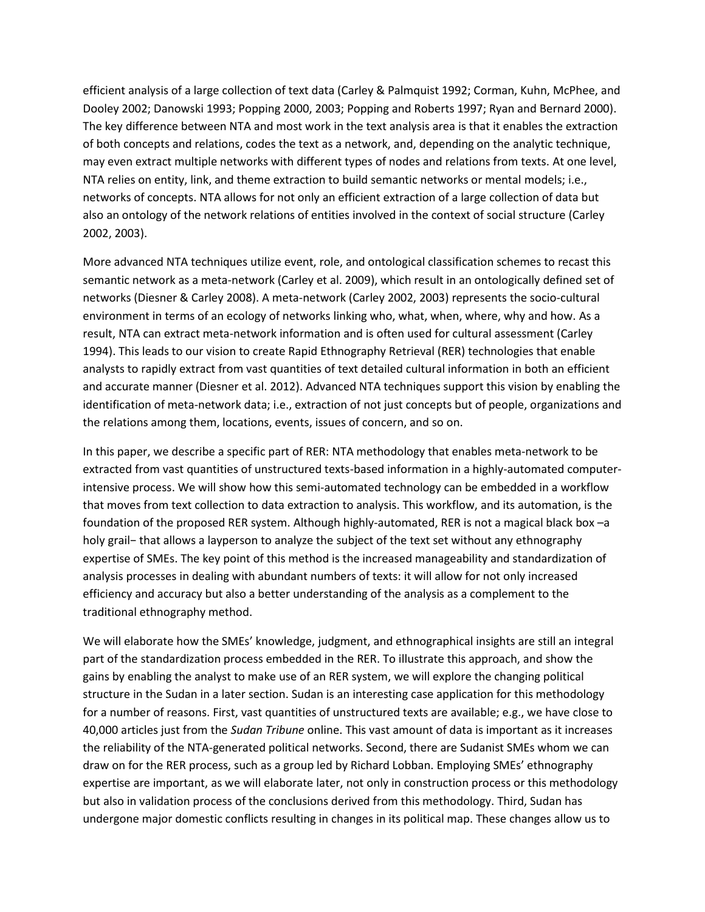efficient analysis of a large collection of text data (Carley & Palmquist 1992; Corman, Kuhn, McPhee, and Dooley 2002; Danowski 1993; Popping 2000, 2003; Popping and Roberts 1997; Ryan and Bernard 2000). The key difference between NTA and most work in the text analysis area is that it enables the extraction of both concepts and relations, codes the text as a network, and, depending on the analytic technique, may even extract multiple networks with different types of nodes and relations from texts. At one level, NTA relies on entity, link, and theme extraction to build semantic networks or mental models; i.e., networks of concepts. NTA allows for not only an efficient extraction of a large collection of data but also an ontology of the network relations of entities involved in the context of social structure (Carley 2002, 2003).

More advanced NTA techniques utilize event, role, and ontological classification schemes to recast this semantic network as a meta-network (Carley et al. 2009), which result in an ontologically defined set of networks (Diesner & Carley 2008). A meta-network (Carley 2002, 2003) represents the socio-cultural environment in terms of an ecology of networks linking who, what, when, where, why and how. As a result, NTA can extract meta-network information and is often used for cultural assessment (Carley 1994). This leads to our vision to create Rapid Ethnography Retrieval (RER) technologies that enable analysts to rapidly extract from vast quantities of text detailed cultural information in both an efficient and accurate manner (Diesner et al. 2012). Advanced NTA techniques support this vision by enabling the identification of meta-network data; i.e., extraction of not just concepts but of people, organizations and the relations among them, locations, events, issues of concern, and so on.

In this paper, we describe a specific part of RER: NTA methodology that enables meta-network to be extracted from vast quantities of unstructured texts-based information in a highly-automated computer-intensive process. We will show how this semi-automated technology can be embedded in a workflow that moves from text collection to data extraction to analysis. This workflow, and its automation, is the foundation of the proposed RER system. Although highly-automated, RER is not a magical black box –a holy grail− that allows a layperson to analyze the subject of the text set without any ethnography expertise of SMEs. The key point of this method is the increased manageability and standardization of analysis processes in dealing with abundant numbers of texts: it will allow for not only increased efficiency and accuracy but also a better understanding of the analysis as a complement to the traditional ethnography method.

We will elaborate how the SMEs' knowledge, judgment, and ethnographical insights are still an integral part of the standardization process embedded in the RER. To illustrate this approach, and show the gains by enabling the analyst to make use of an RER system, we will explore the changing political structure in the Sudan in a later section. Sudan is an interesting case application for this methodology for a number of reasons. First, vast quantities of unstructured texts are available; e.g., we have close to 40,000 articles just from the *Sudan Tribune* online. This vast amount of data is important as it increases the reliability of the NTA-generated political networks. Second, there are Sudanist SMEs whom we can draw on for the RER process, such as a group led by Richard Lobban. Employing SMEs' ethnography expertise are important, as we will elaborate later, not only in construction process or this methodology but also in validation process of the conclusions derived from this methodology. Third, Sudan has undergone major domestic conflicts resulting in changes in its political map. These changes allow us to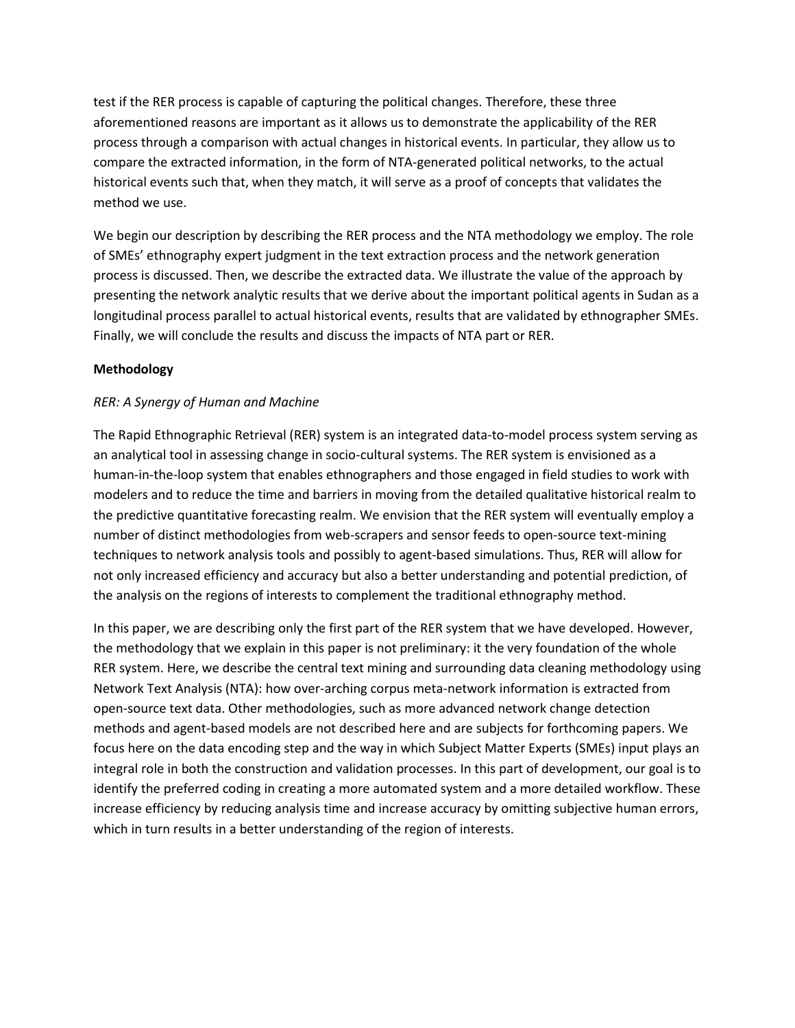test if the RER process is capable of capturing the political changes. Therefore, these three aforementioned reasons are important as it allows us to demonstrate the applicability of the RER process through a comparison with actual changes in historical events. In particular, they allow us to compare the extracted information, in the form of NTA-generated political networks, to the actual historical events such that, when they match, it will serve as a proof of concepts that validates the method we use.

We begin our description by describing the RER process and the NTA methodology we employ. The role of SMEs' ethnography expert judgment in the text extraction process and the network generation process is discussed. Then, we describe the extracted data. We illustrate the value of the approach by presenting the network analytic results that we derive about the important political agents in Sudan as a longitudinal process parallel to actual historical events, results that are validated by ethnographer SMEs. Finally, we will conclude the results and discuss the impacts of NTA part or RER.

**Methodology**

*RER: A Synergy of Human and Machine*

The Rapid Ethnographic Retrieval (RER) system is an integrated data-to-model process system serving as an analytical tool in assessing change in socio-cultural systems. The RER system is envisioned as a human-in-the-loop system that enables ethnographers and those engaged in field studies to work with modelers and to reduce the time and barriers in moving from the detailed qualitative historical realm to the predictive quantitative forecasting realm. We envision that the RER system will eventually employ a number of distinct methodologies from web-scrapers and sensor feeds to open-source text-mining techniques to network analysis tools and possibly to agent-based simulations. Thus, RER will allow for not only increased efficiency and accuracy but also a better understanding and potential prediction, of the analysis on the regions of interests to complement the traditional ethnography method.

In this paper, we are describing only the first part of the RER system that we have developed. However, the methodology that we explain in this paper is not preliminary: it the very foundation of the whole RER system. Here, we describe the central text mining and surrounding data cleaning methodology using Network Text Analysis (NTA): how over-arching corpus meta-network information is extracted from open-source text data. Other methodologies, such as more advanced network change detection methods and agent-based models are not described here and are subjects for forthcoming papers. We focus here on the data encoding step and the way in which Subject Matter Experts (SMEs) input plays an integral role in both the construction and validation processes. In this part of development, our goal is to identify the preferred coding in creating a more automated system and a more detailed workflow. These increase efficiency by reducing analysis time and increase accuracy by omitting subjective human errors, which in turn results in a better understanding of the region of interests.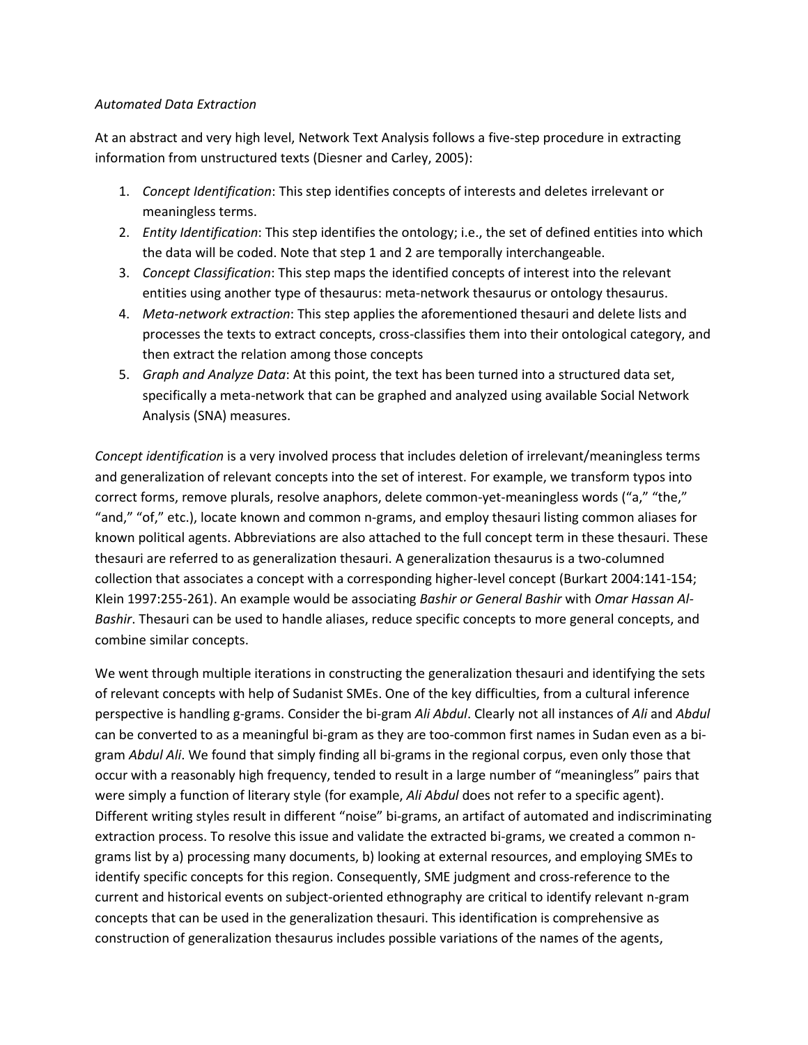*Automated Data Extraction*

At an abstract and very high level, Network Text Analysis follows a five-step procedure in extracting information from unstructured texts (Diesner and Carley, 2005):

1. *Concept Identification*: This step identifies concepts of interests and deletes irrelevant or meaningless terms.
2. *Entity Identification*: This step identifies the ontology; i.e., the set of defined entities into which the data will be coded. Note that step 1 and 2 are temporally interchangeable.
3. *Concept Classification*: This step maps the identified concepts of interest into the relevant entities using another type of thesaurus: meta-network thesaurus or ontology thesaurus.
4. *Meta-network extraction*: This step applies the aforementioned thesauri and delete lists and processes the texts to extract concepts, cross-classifies them into their ontological category, and then extract the relation among those concepts
5. *Graph and Analyze Data*: At this point, the text has been turned into a structured data set, specifically a meta-network that can be graphed and analyzed using available Social Network Analysis (SNA) measures.

*Concept identification* is a very involved process that includes deletion of irrelevant/meaningless terms and generalization of relevant concepts into the set of interest. For example, we transform typos into correct forms, remove plurals, resolve anaphors, delete common-yet-meaningless words ("a," "the," "and," "of," etc.), locate known and common n-grams, and employ thesauri listing common aliases for known political agents. Abbreviations are also attached to the full concept term in these thesauri. These thesauri are referred to as generalization thesauri. A generalization thesaurus is a two-columned collection that associates a concept with a corresponding higher-level concept (Burkart 2004:141-154; Klein 1997:255-261). An example would be associating *Bashir or General Bashir* with *Omar Hassan Al-Bashir*. Thesauri can be used to handle aliases, reduce specific concepts to more general concepts, and combine similar concepts.

We went through multiple iterations in constructing the generalization thesauri and identifying the sets of relevant concepts with help of Sudanist SMEs. One of the key difficulties, from a cultural inference perspective is handling g-grams. Consider the bi-gram *Ali Abdul*. Clearly not all instances of *Ali* and *Abdul* can be converted to as a meaningful bi-gram as they are too-common first names in Sudan even as a bi-gram *Abdul Ali*. We found that simply finding all bi-grams in the regional corpus, even only those that occur with a reasonably high frequency, tended to result in a large number of "meaningless" pairs that were simply a function of literary style (for example, *Ali Abdul* does not refer to a specific agent). Different writing styles result in different "noise" bi-grams, an artifact of automated and indiscriminating extraction process. To resolve this issue and validate the extracted bi-grams, we created a common n-grams list by a) processing many documents, b) looking at external resources, and employing SMEs to identify specific concepts for this region. Consequently, SME judgment and cross-reference to the current and historical events on subject-oriented ethnography are critical to identify relevant n-gram concepts that can be used in the generalization thesauri. This identification is comprehensive as construction of generalization thesaurus includes possible variations of the names of the agents,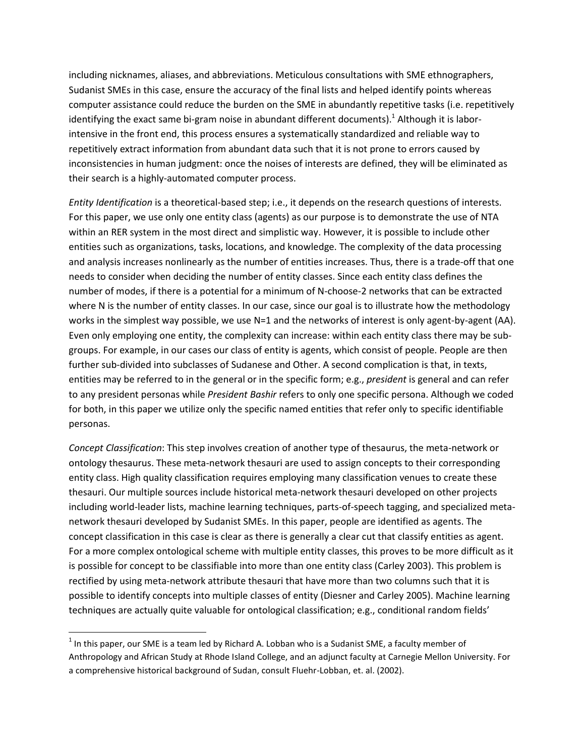including nicknames, aliases, and abbreviations. Meticulous consultations with SME ethnographers, Sudanist SMEs in this case, ensure the accuracy of the final lists and helped identify points whereas computer assistance could reduce the burden on the SME in abundantly repetitive tasks (i.e. repetitively identifying the exact same bi-gram noise in abundant different documents).[1] Although it is labor-intensive in the front end, this process ensures a systematically standardized and reliable way to repetitively extract information from abundant data such that it is not prone to errors caused by inconsistencies in human judgment: once the noises of interests are defined, they will be eliminated as their search is a highly-automated computer process.

*Entity Identification* is a theoretical-based step; i.e., it depends on the research questions of interests. For this paper, we use only one entity class (agents) as our purpose is to demonstrate the use of NTA within an RER system in the most direct and simplistic way. However, it is possible to include other entities such as organizations, tasks, locations, and knowledge. The complexity of the data processing and analysis increases nonlinearly as the number of entities increases. Thus, there is a trade-off that one needs to consider when deciding the number of entity classes. Since each entity class defines the number of modes, if there is a potential for a minimum of N-choose-2 networks that can be extracted where N is the number of entity classes. In our case, since our goal is to illustrate how the methodology works in the simplest way possible, we use N=1 and the networks of interest is only agent-by-agent (AA). Even only employing one entity, the complexity can increase: within each entity class there may be sub-groups. For example, in our cases our class of entity is agents, which consist of people. People are then further sub-divided into subclasses of Sudanese and Other. A second complication is that, in texts, entities may be referred to in the general or in the specific form; e.g., *president* is general and can refer to any president personas while *President Bashir* refers to only one specific persona. Although we coded for both, in this paper we utilize only the specific named entities that refer only to specific identifiable personas.

*Concept Classification*: This step involves creation of another type of thesaurus, the meta-network or ontology thesaurus. These meta-network thesauri are used to assign concepts to their corresponding entity class. High quality classification requires employing many classification venues to create these thesauri. Our multiple sources include historical meta-network thesauri developed on other projects including world-leader lists, machine learning techniques, parts-of-speech tagging, and specialized meta-network thesauri developed by Sudanist SMEs. In this paper, people are identified as agents. The concept classification in this case is clear as there is generally a clear cut that classify entities as agent. For a more complex ontological scheme with multiple entity classes, this proves to be more difficult as it is possible for concept to be classifiable into more than one entity class (Carley 2003). This problem is rectified by using meta-network attribute thesauri that have more than two columns such that it is possible to identify concepts into multiple classes of entity (Diesner and Carley 2005). Machine learning techniques are actually quite valuable for ontological classification; e.g., conditional random fields'

---

[1] In this paper, our SME is a team led by Richard A. Lobban who is a Sudanist SME, a faculty member of Anthropology and African Study at Rhode Island College, and an adjunct faculty at Carnegie Mellon University. For a comprehensive historical background of Sudan, consult Fluehr-Lobban, et. al. (2002).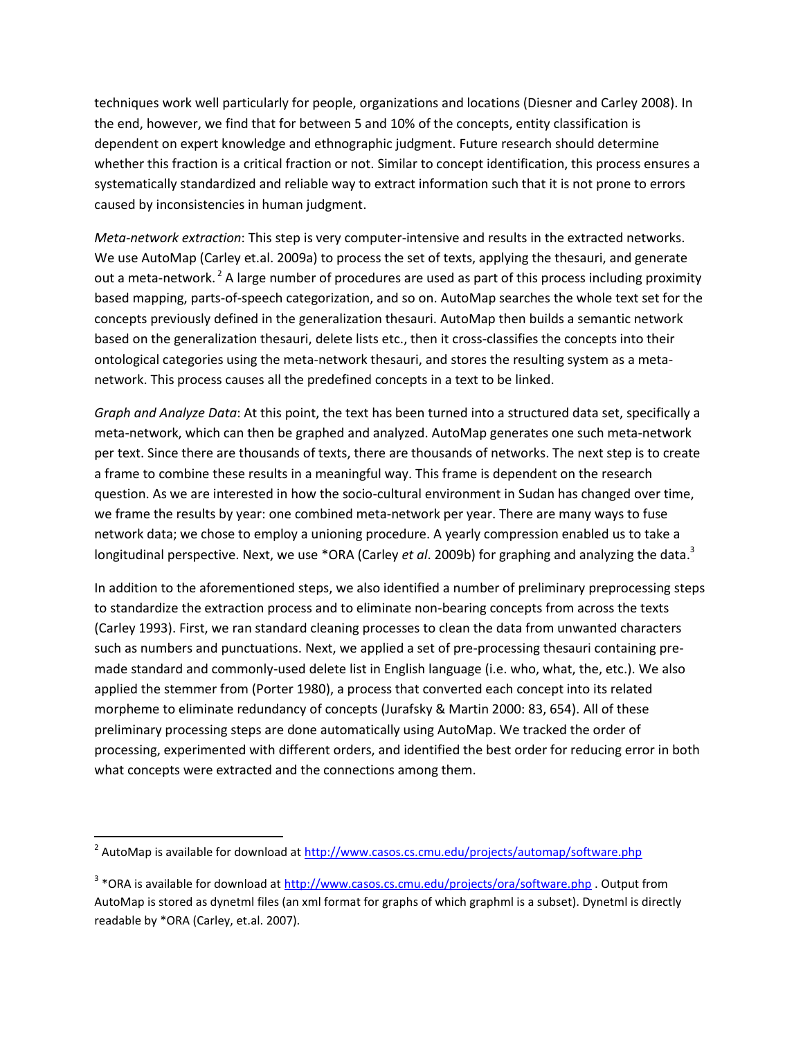techniques work well particularly for people, organizations and locations (Diesner and Carley 2008). In the end, however, we find that for between 5 and 10% of the concepts, entity classification is dependent on expert knowledge and ethnographic judgment. Future research should determine whether this fraction is a critical fraction or not. Similar to concept identification, this process ensures a systematically standardized and reliable way to extract information such that it is not prone to errors caused by inconsistencies in human judgment.

*Meta-network extraction*: This step is very computer-intensive and results in the extracted networks. We use AutoMap (Carley et.al. 2009a) to process the set of texts, applying the thesauri, and generate out a meta-network. [2] A large number of procedures are used as part of this process including proximity based mapping, parts-of-speech categorization, and so on. AutoMap searches the whole text set for the concepts previously defined in the generalization thesauri. AutoMap then builds a semantic network based on the generalization thesauri, delete lists etc., then it cross-classifies the concepts into their ontological categories using the meta-network thesauri, and stores the resulting system as a meta-network. This process causes all the predefined concepts in a text to be linked.

*Graph and Analyze Data*: At this point, the text has been turned into a structured data set, specifically a meta-network, which can then be graphed and analyzed. AutoMap generates one such meta-network per text. Since there are thousands of texts, there are thousands of networks. The next step is to create a frame to combine these results in a meaningful way. This frame is dependent on the research question. As we are interested in how the socio-cultural environment in Sudan has changed over time, we frame the results by year: one combined meta-network per year. There are many ways to fuse network data; we chose to employ a unioning procedure. A yearly compression enabled us to take a longitudinal perspective. Next, we use *ORA (Carley *et al*. 2009b) for graphing and analyzing the data.[3]

In addition to the aforementioned steps, we also identified a number of preliminary preprocessing steps to standardize the extraction process and to eliminate non-bearing concepts from across the texts (Carley 1993). First, we ran standard cleaning processes to clean the data from unwanted characters such as numbers and punctuations. Next, we applied a set of pre-processing thesauri containing pre-made standard and commonly-used delete list in English language (i.e. who, what, the, etc.). We also applied the stemmer from (Porter 1980), a process that converted each concept into its related morpheme to eliminate redundancy of concepts (Jurafsky & Martin 2000: 83, 654). All of these preliminary processing steps are done automatically using AutoMap. We tracked the order of processing, experimented with different orders, and identified the best order for reducing error in both what concepts were extracted and the connections among them.

---

[2] AutoMap is available for download at http://www.casos.cs.cmu.edu/projects/automap/software.php

[3] *ORA is available for download at http://www.casos.cs.cmu.edu/projects/ora/software.php . Output from AutoMap is stored as dynetml files (an xml format for graphs of which graphml is a subset). Dynetml is directly readable by *ORA (Carley, et.al. 2007).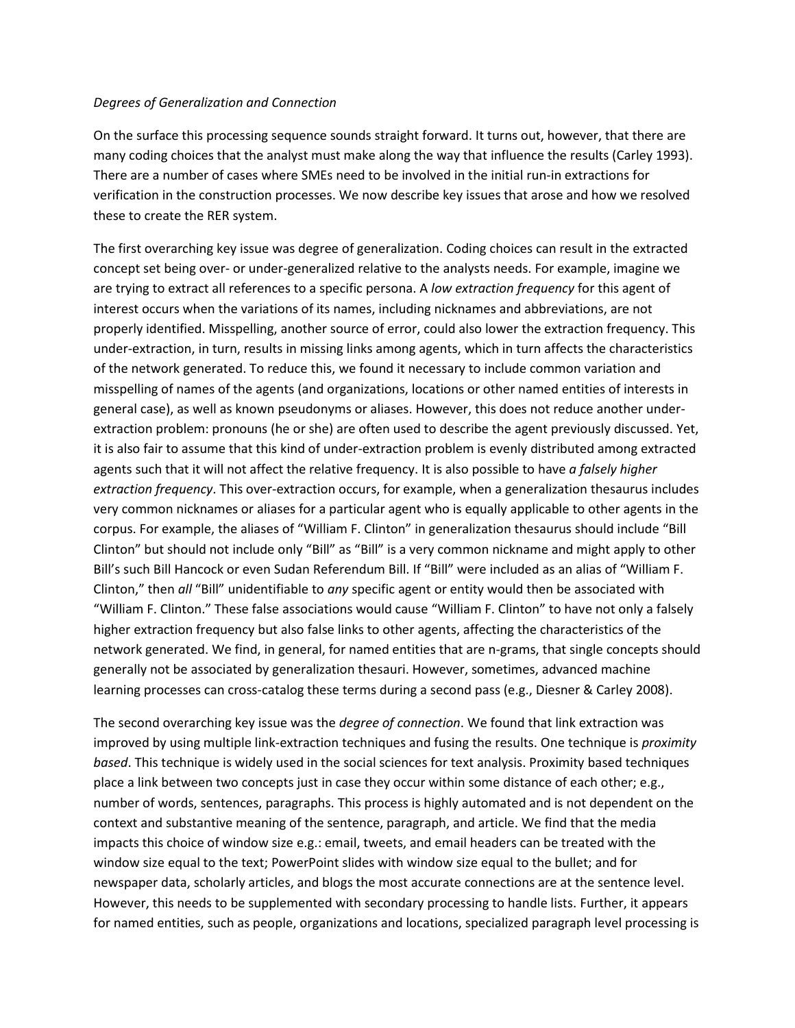*Degrees of Generalization and Connection*

On the surface this processing sequence sounds straight forward. It turns out, however, that there are many coding choices that the analyst must make along the way that influence the results (Carley 1993). There are a number of cases where SMEs need to be involved in the initial run-in extractions for verification in the construction processes. We now describe key issues that arose and how we resolved these to create the RER system.

The first overarching key issue was degree of generalization. Coding choices can result in the extracted concept set being over- or under-generalized relative to the analysts needs. For example, imagine we are trying to extract all references to a specific persona. A *low extraction frequency* for this agent of interest occurs when the variations of its names, including nicknames and abbreviations, are not properly identified. Misspelling, another source of error, could also lower the extraction frequency. This under-extraction, in turn, results in missing links among agents, which in turn affects the characteristics of the network generated. To reduce this, we found it necessary to include common variation and misspelling of names of the agents (and organizations, locations or other named entities of interests in general case), as well as known pseudonyms or aliases. However, this does not reduce another under-extraction problem: pronouns (he or she) are often used to describe the agent previously discussed. Yet, it is also fair to assume that this kind of under-extraction problem is evenly distributed among extracted agents such that it will not affect the relative frequency. It is also possible to have *a falsely higher extraction frequency*. This over-extraction occurs, for example, when a generalization thesaurus includes very common nicknames or aliases for a particular agent who is equally applicable to other agents in the corpus. For example, the aliases of "William F. Clinton" in generalization thesaurus should include "Bill Clinton" but should not include only "Bill" as "Bill" is a very common nickname and might apply to other Bill's such Bill Hancock or even Sudan Referendum Bill. If "Bill" were included as an alias of "William F. Clinton," then *all* "Bill" unidentifiable to *any* specific agent or entity would then be associated with "William F. Clinton." These false associations would cause "William F. Clinton" to have not only a falsely higher extraction frequency but also false links to other agents, affecting the characteristics of the network generated. We find, in general, for named entities that are n-grams, that single concepts should generally not be associated by generalization thesauri. However, sometimes, advanced machine learning processes can cross-catalog these terms during a second pass (e.g., Diesner & Carley 2008).

The second overarching key issue was the *degree of connection*. We found that link extraction was improved by using multiple link-extraction techniques and fusing the results. One technique is *proximity based*. This technique is widely used in the social sciences for text analysis. Proximity based techniques place a link between two concepts just in case they occur within some distance of each other; e.g., number of words, sentences, paragraphs. This process is highly automated and is not dependent on the context and substantive meaning of the sentence, paragraph, and article. We find that the media impacts this choice of window size e.g.: email, tweets, and email headers can be treated with the window size equal to the text; PowerPoint slides with window size equal to the bullet; and for newspaper data, scholarly articles, and blogs the most accurate connections are at the sentence level. However, this needs to be supplemented with secondary processing to handle lists. Further, it appears for named entities, such as people, organizations and locations, specialized paragraph level processing is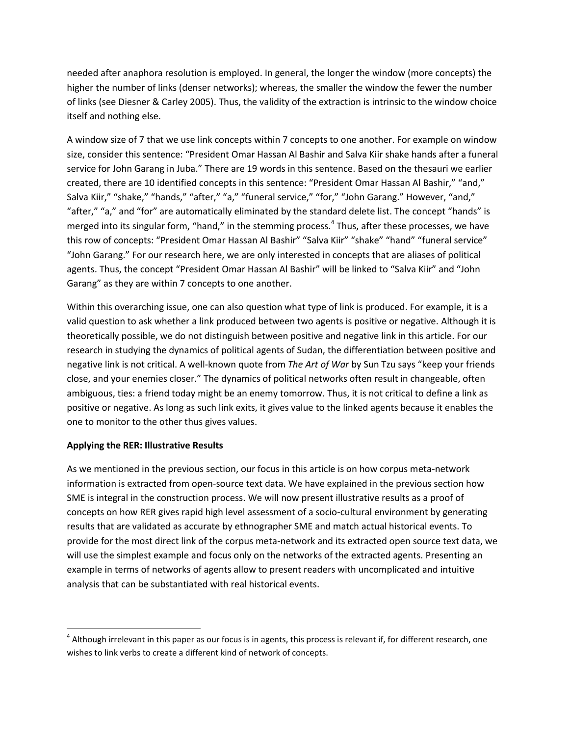needed after anaphora resolution is employed. In general, the longer the window (more concepts) the higher the number of links (denser networks); whereas, the smaller the window the fewer the number of links (see Diesner & Carley 2005). Thus, the validity of the extraction is intrinsic to the window choice itself and nothing else.

A window size of 7 that we use link concepts within 7 concepts to one another. For example on window size, consider this sentence: "President Omar Hassan Al Bashir and Salva Kiir shake hands after a funeral service for John Garang in Juba." There are 19 words in this sentence. Based on the thesauri we earlier created, there are 10 identified concepts in this sentence: "President Omar Hassan Al Bashir," "and," Salva Kiir," "shake," "hands," "after," "a," "funeral service," "for," "John Garang." However, "and," "after," "a," and "for" are automatically eliminated by the standard delete list. The concept "hands" is merged into its singular form, "hand," in the stemming process.[4] Thus, after these processes, we have this row of concepts: "President Omar Hassan Al Bashir" "Salva Kiir" "shake" "hand" "funeral service" "John Garang." For our research here, we are only interested in concepts that are aliases of political agents. Thus, the concept "President Omar Hassan Al Bashir" will be linked to "Salva Kiir" and "John Garang" as they are within 7 concepts to one another.

Within this overarching issue, one can also question what type of link is produced. For example, it is a valid question to ask whether a link produced between two agents is positive or negative. Although it is theoretically possible, we do not distinguish between positive and negative link in this article. For our research in studying the dynamics of political agents of Sudan, the differentiation between positive and negative link is not critical. A well-known quote from *The Art of War* by Sun Tzu says "keep your friends close, and your enemies closer." The dynamics of political networks often result in changeable, often ambiguous, ties: a friend today might be an enemy tomorrow. Thus, it is not critical to define a link as positive or negative. As long as such link exits, it gives value to the linked agents because it enables the one to monitor to the other thus gives values.

**Applying the RER: Illustrative Results**

As we mentioned in the previous section, our focus in this article is on how corpus meta-network information is extracted from open-source text data. We have explained in the previous section how SME is integral in the construction process. We will now present illustrative results as a proof of concepts on how RER gives rapid high level assessment of a socio-cultural environment by generating results that are validated as accurate by ethnographer SME and match actual historical events. To provide for the most direct link of the corpus meta-network and its extracted open source text data, we will use the simplest example and focus only on the networks of the extracted agents. Presenting an example in terms of networks of agents allow to present readers with uncomplicated and intuitive analysis that can be substantiated with real historical events.

[4] Although irrelevant in this paper as our focus is in agents, this process is relevant if, for different research, one wishes to link verbs to create a different kind of network of concepts.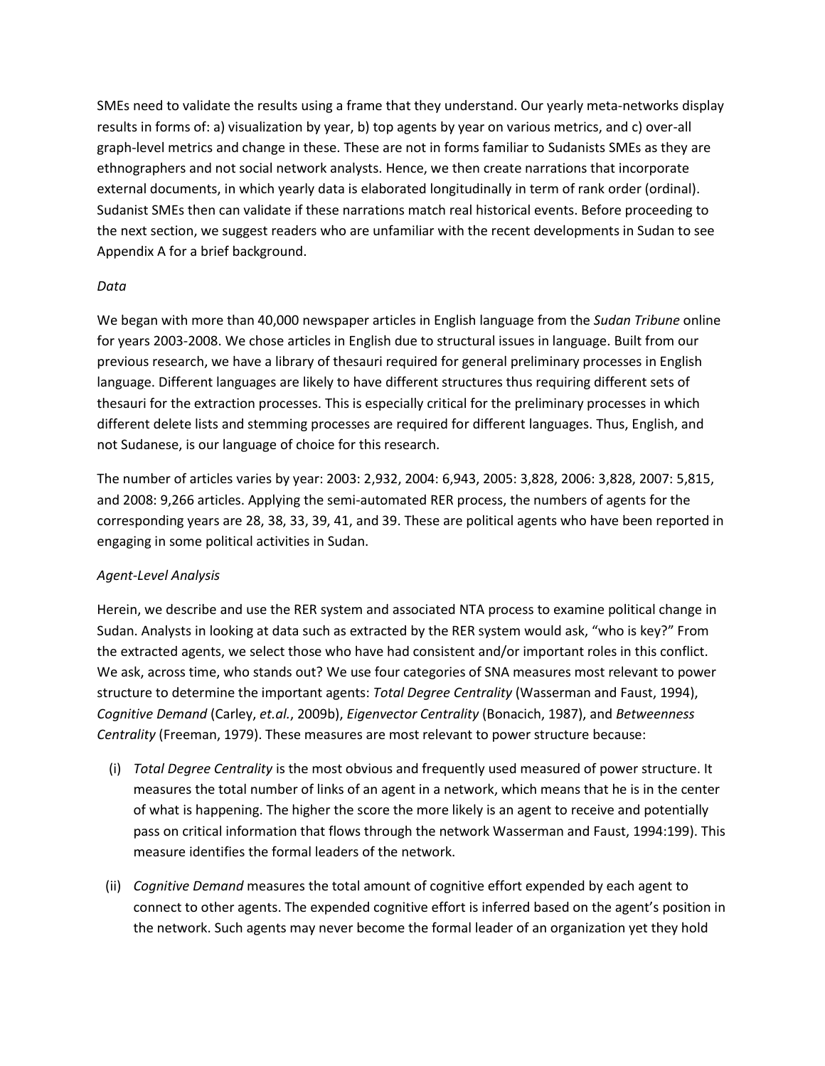SMEs need to validate the results using a frame that they understand. Our yearly meta-networks display results in forms of: a) visualization by year, b) top agents by year on various metrics, and c) over-all graph-level metrics and change in these. These are not in forms familiar to Sudanists SMEs as they are ethnographers and not social network analysts. Hence, we then create narrations that incorporate external documents, in which yearly data is elaborated longitudinally in term of rank order (ordinal). Sudanist SMEs then can validate if these narrations match real historical events. Before proceeding to the next section, we suggest readers who are unfamiliar with the recent developments in Sudan to see Appendix A for a brief background.

*Data*

We began with more than 40,000 newspaper articles in English language from the *Sudan Tribune* online for years 2003-2008. We chose articles in English due to structural issues in language. Built from our previous research, we have a library of thesauri required for general preliminary processes in English language. Different languages are likely to have different structures thus requiring different sets of thesauri for the extraction processes. This is especially critical for the preliminary processes in which different delete lists and stemming processes are required for different languages. Thus, English, and not Sudanese, is our language of choice for this research.

The number of articles varies by year: 2003: 2,932, 2004: 6,943, 2005: 3,828, 2006: 3,828, 2007: 5,815, and 2008: 9,266 articles. Applying the semi-automated RER process, the numbers of agents for the corresponding years are 28, 38, 33, 39, 41, and 39. These are political agents who have been reported in engaging in some political activities in Sudan.

*Agent-Level Analysis*

Herein, we describe and use the RER system and associated NTA process to examine political change in Sudan. Analysts in looking at data such as extracted by the RER system would ask, "who is key?" From the extracted agents, we select those who have had consistent and/or important roles in this conflict. We ask, across time, who stands out? We use four categories of SNA measures most relevant to power structure to determine the important agents: *Total Degree Centrality* (Wasserman and Faust, 1994), *Cognitive Demand* (Carley, *et.al.*, 2009b), *Eigenvector Centrality* (Bonacich, 1987), and *Betweenness Centrality* (Freeman, 1979). These measures are most relevant to power structure because:

(i) *Total Degree Centrality* is the most obvious and frequently used measured of power structure. It measures the total number of links of an agent in a network, which means that he is in the center of what is happening. The higher the score the more likely is an agent to receive and potentially pass on critical information that flows through the network Wasserman and Faust, 1994:199). This measure identifies the formal leaders of the network.

(ii) *Cognitive Demand* measures the total amount of cognitive effort expended by each agent to connect to other agents. The expended cognitive effort is inferred based on the agent's position in the network. Such agents may never become the formal leader of an organization yet they hold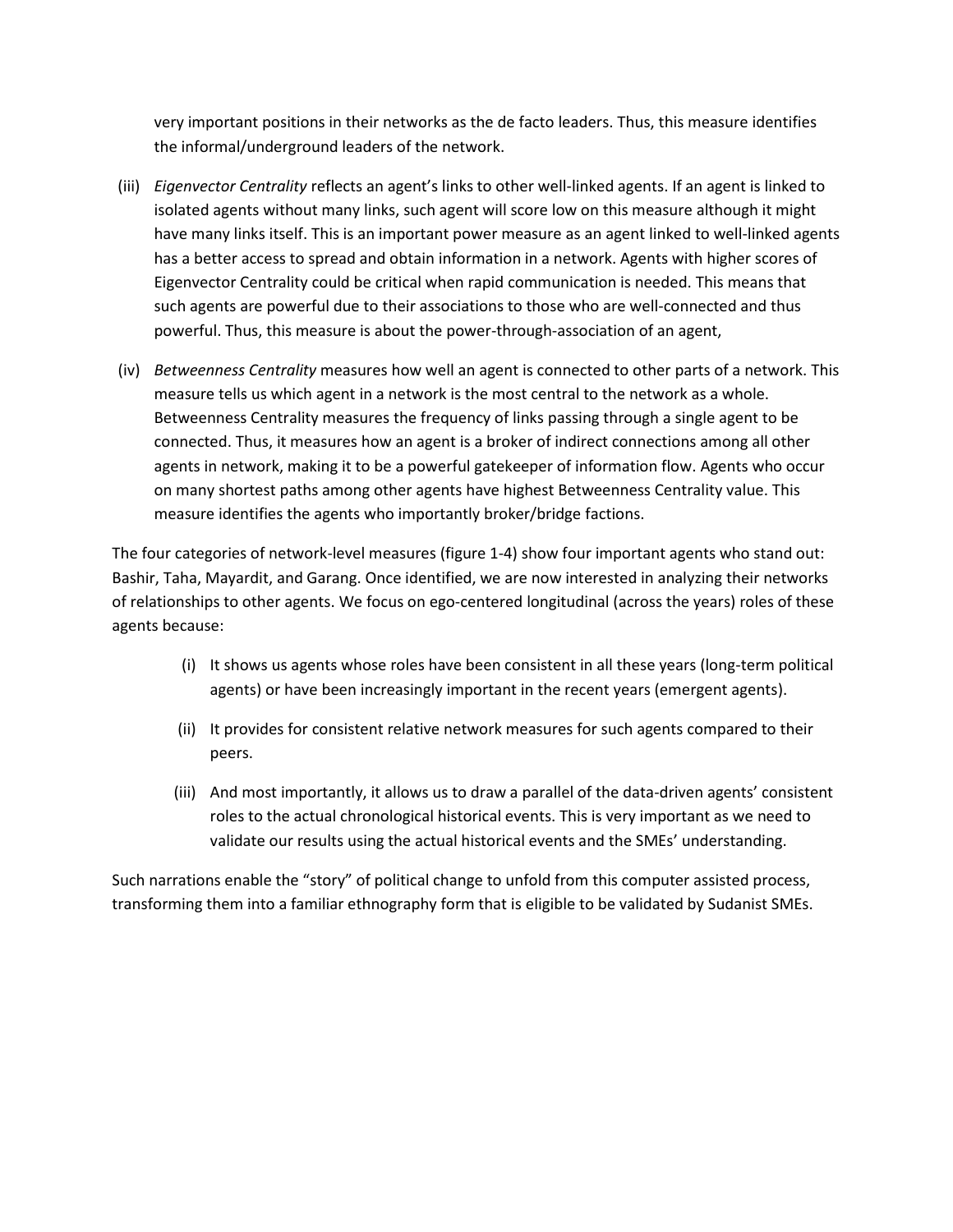very important positions in their networks as the de facto leaders. Thus, this measure identifies the informal/underground leaders of the network.

(iii) *Eigenvector Centrality* reflects an agent's links to other well-linked agents. If an agent is linked to isolated agents without many links, such agent will score low on this measure although it might have many links itself. This is an important power measure as an agent linked to well-linked agents has a better access to spread and obtain information in a network. Agents with higher scores of Eigenvector Centrality could be critical when rapid communication is needed. This means that such agents are powerful due to their associations to those who are well-connected and thus powerful. Thus, this measure is about the power-through-association of an agent,

(iv) *Betweenness Centrality* measures how well an agent is connected to other parts of a network. This measure tells us which agent in a network is the most central to the network as a whole. Betweenness Centrality measures the frequency of links passing through a single agent to be connected. Thus, it measures how an agent is a broker of indirect connections among all other agents in network, making it to be a powerful gatekeeper of information flow. Agents who occur on many shortest paths among other agents have highest Betweenness Centrality value. This measure identifies the agents who importantly broker/bridge factions.

The four categories of network-level measures (figure 1-4) show four important agents who stand out: Bashir, Taha, Mayardit, and Garang. Once identified, we are now interested in analyzing their networks of relationships to other agents. We focus on ego-centered longitudinal (across the years) roles of these agents because:

(i) It shows us agents whose roles have been consistent in all these years (long-term political agents) or have been increasingly important in the recent years (emergent agents).

(ii) It provides for consistent relative network measures for such agents compared to their peers.

(iii) And most importantly, it allows us to draw a parallel of the data-driven agents' consistent roles to the actual chronological historical events. This is very important as we need to validate our results using the actual historical events and the SMEs' understanding.

Such narrations enable the "story" of political change to unfold from this computer assisted process, transforming them into a familiar ethnography form that is eligible to be validated by Sudanist SMEs.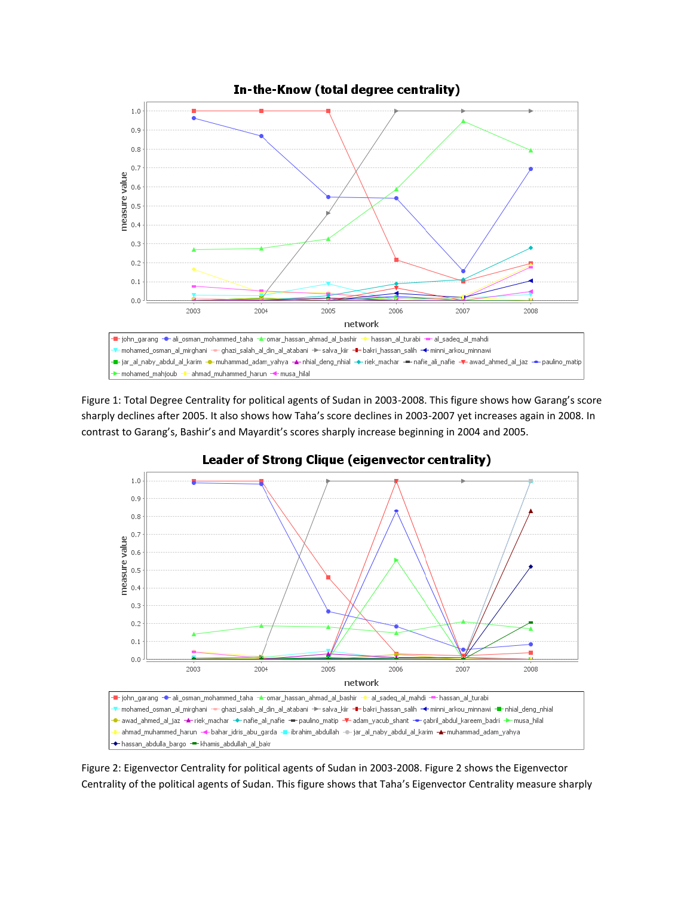Figure 1: Total Degree Centrality for political agents of Sudan in 2003-2008. This figure shows how Garang's score sharply declines after 2005. It also shows how Taha's score declines in 2003-2007 yet increases again in 2008. In contrast to Garang's, Bashir's and Mayardit's scores sharply increase beginning in 2004 and 2005.

Figure 2: Eigenvector Centrality for political agents of Sudan in 2003-2008. Figure 2 shows the Eigenvector Centrality of the political agents of Sudan. This figure shows that Taha's Eigenvector Centrality measure sharply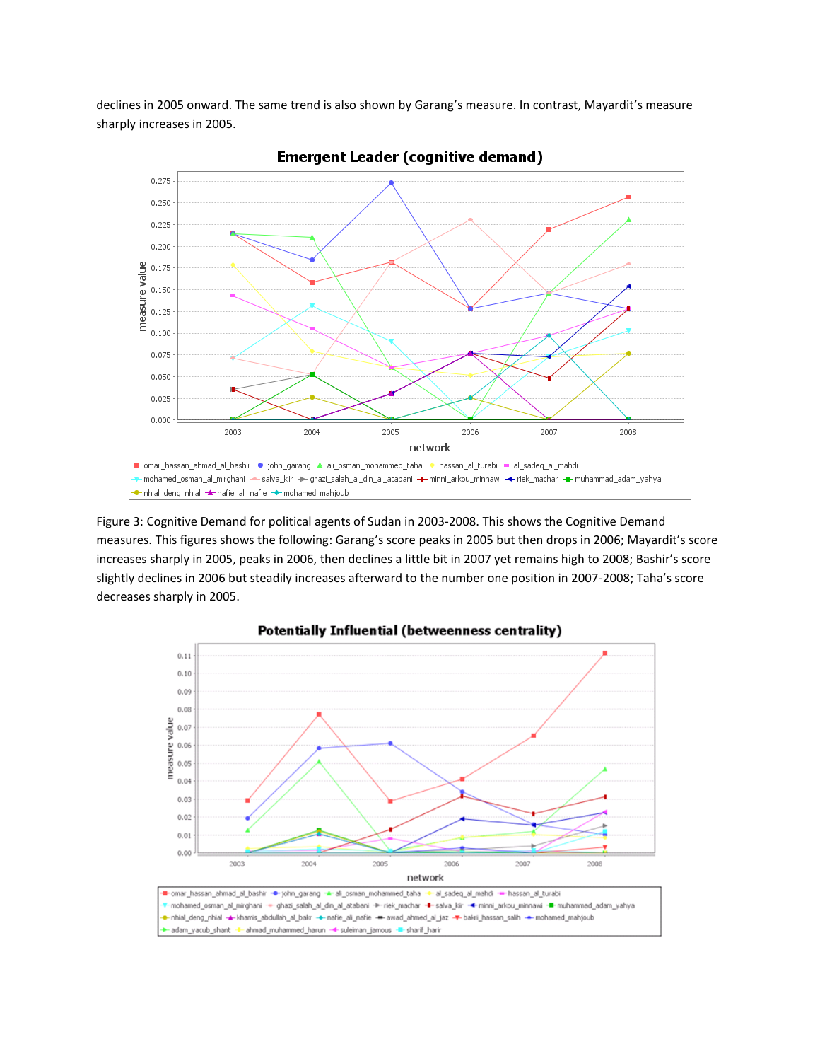declines in 2005 onward. The same trend is also shown by Garang's measure. In contrast, Mayardit's measure sharply increases in 2005.

Figure 3: Cognitive Demand for political agents of Sudan in 2003-2008. This shows the Cognitive Demand measures. This figures shows the following: Garang's score peaks in 2005 but then drops in 2006; Mayardit's score increases sharply in 2005, peaks in 2006, then declines a little bit in 2007 yet remains high to 2008; Bashir's score slightly declines in 2006 but steadily increases afterward to the number one position in 2007-2008; Taha's score decreases sharply in 2005.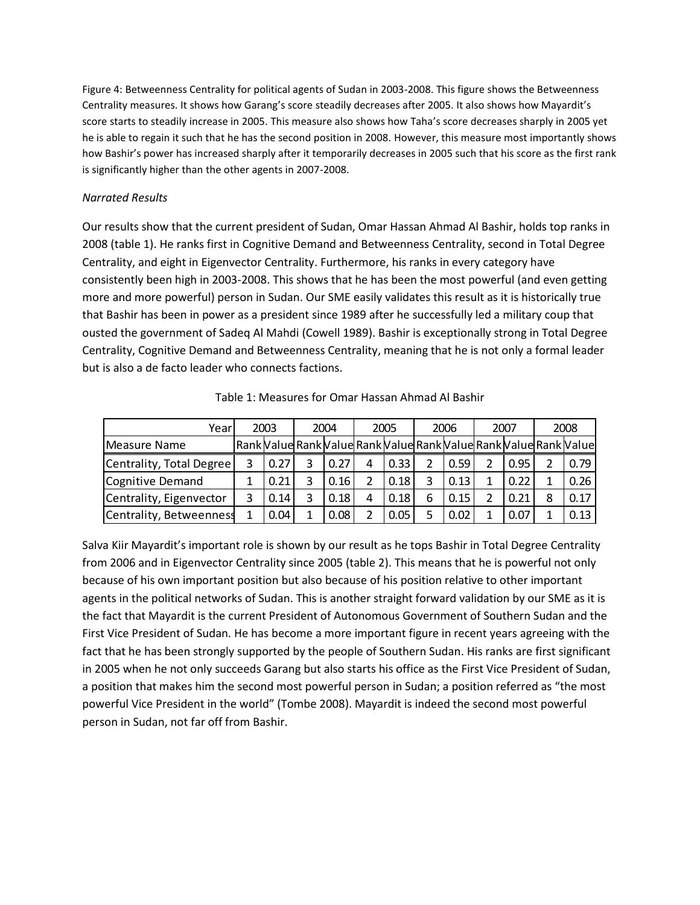Figure 4: Betweenness Centrality for political agents of Sudan in 2003-2008. This figure shows the Betweenness Centrality measures. It shows how Garang's score steadily decreases after 2005. It also shows how Mayardit's score starts to steadily increase in 2005. This measure also shows how Taha's score decreases sharply in 2005 yet he is able to regain it such that he has the second position in 2008. However, this measure most importantly shows how Bashir's power has increased sharply after it temporarily decreases in 2005 such that his score as the first rank is significantly higher than the other agents in 2007-2008.

*Narrated Results*

Our results show that the current president of Sudan, Omar Hassan Ahmad Al Bashir, holds top ranks in 2008 (table 1). He ranks first in Cognitive Demand and Betweenness Centrality, second in Total Degree Centrality, and eight in Eigenvector Centrality. Furthermore, his ranks in every category have consistently been high in 2003-2008. This shows that he has been the most powerful (and even getting more and more powerful) person in Sudan. Our SME easily validates this result as it is historically true that Bashir has been in power as a president since 1989 after he successfully led a military coup that ousted the government of Sadeq Al Mahdi (Cowell 1989). Bashir is exceptionally strong in Total Degree Centrality, Cognitive Demand and Betweenness Centrality, meaning that he is not only a formal leader but is also a de facto leader who connects factions.

Table 1: Measures for Omar Hassan Ahmad Al Bashir

| Year | 2003 | | 2004 | | 2005 | | 2006 | | 2007 | | 2008 | |
|---|---|---|---|---|---|---|---|---|---|---|---|---|
| Measure Name | Rank | Value | Rank | Value | Rank | Value | Rank | Value | Rank | Value | Rank | Value |
| Centrality, Total Degree | 3 | 0.27 | 3 | 0.27 | 4 | 0.33 | 2 | 0.59 | 2 | 0.95 | 2 | 0.79 |
| Cognitive Demand | 1 | 0.21 | 3 | 0.16 | 2 | 0.18 | 3 | 0.13 | 1 | 0.22 | 1 | 0.26 |
| Centrality, Eigenvector | 3 | 0.14 | 3 | 0.18 | 4 | 0.18 | 6 | 0.15 | 2 | 0.21 | 8 | 0.17 |
| Centrality, Betweenness | 1 | 0.04 | 1 | 0.08 | 2 | 0.05 | 5 | 0.02 | 1 | 0.07 | 1 | 0.13 |

Salva Kiir Mayardit's important role is shown by our result as he tops Bashir in Total Degree Centrality from 2006 and in Eigenvector Centrality since 2005 (table 2). This means that he is powerful not only because of his own important position but also because of his position relative to other important agents in the political networks of Sudan. This is another straight forward validation by our SME as it is the fact that Mayardit is the current President of Autonomous Government of Southern Sudan and the First Vice President of Sudan. He has become a more important figure in recent years agreeing with the fact that he has been strongly supported by the people of Southern Sudan. His ranks are first significant in 2005 when he not only succeeds Garang but also starts his office as the First Vice President of Sudan, a position that makes him the second most powerful person in Sudan; a position referred as "the most powerful Vice President in the world" (Tombe 2008). Mayardit is indeed the second most powerful person in Sudan, not far off from Bashir.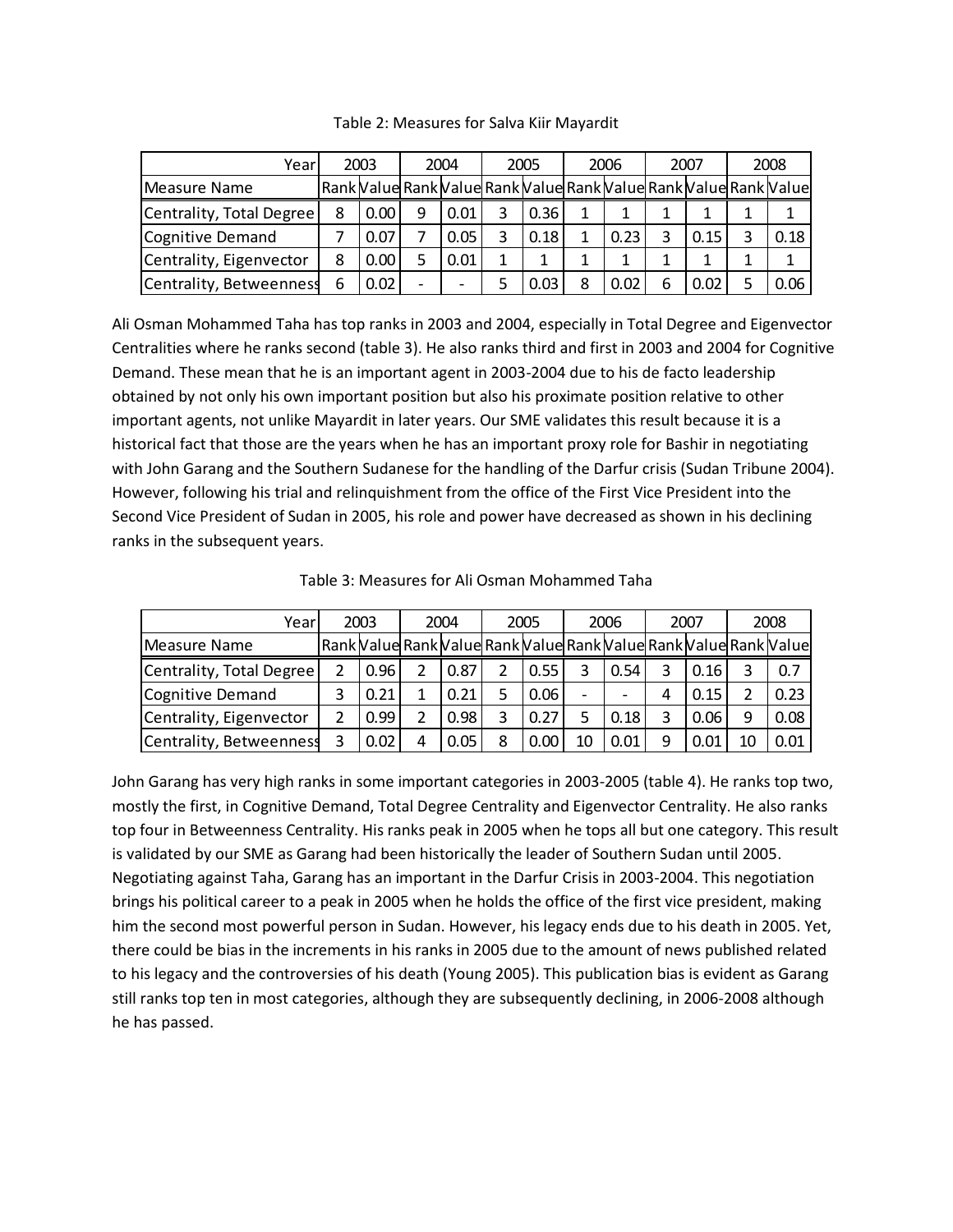Table 2: Measures for Salva Kiir Mayardit

| Year | 2003 | | 2004 | | 2005 | | 2006 | | 2007 | | 2008 | |
|---|---|---|---|---|---|---|---|---|---|---|---|---|
| Measure Name | Rank | Value | Rank | Value | Rank | Value | Rank | Value | Rank | Value | Rank | Value |
| Centrality, Total Degree | 8 | 0.00 | 9 | 0.01 | 3 | 0.36 | 1 | 1 | 1 | 1 | 1 | 1 |
| Cognitive Demand | 7 | 0.07 | 7 | 0.05 | 3 | 0.18 | 1 | 0.23 | 3 | 0.15 | 3 | 0.18 |
| Centrality, Eigenvector | 8 | 0.00 | 5 | 0.01 | 1 | 1 | 1 | 1 | 1 | 1 | 1 | 1 |
| Centrality, Betweenness | 6 | 0.02 | - | - | 5 | 0.03 | 8 | 0.02 | 6 | 0.02 | 5 | 0.06 |

Ali Osman Mohammed Taha has top ranks in 2003 and 2004, especially in Total Degree and Eigenvector Centralities where he ranks second (table 3). He also ranks third and first in 2003 and 2004 for Cognitive Demand. These mean that he is an important agent in 2003-2004 due to his de facto leadership obtained by not only his own important position but also his proximate position relative to other important agents, not unlike Mayardit in later years. Our SME validates this result because it is a historical fact that those are the years when he has an important proxy role for Bashir in negotiating with John Garang and the Southern Sudanese for the handling of the Darfur crisis (Sudan Tribune 2004). However, following his trial and relinquishment from the office of the First Vice President into the Second Vice President of Sudan in 2005, his role and power have decreased as shown in his declining ranks in the subsequent years.

Table 3: Measures for Ali Osman Mohammed Taha

| Year | 2003 | | 2004 | | 2005 | | 2006 | | 2007 | | 2008 | |
|---|---|---|---|---|---|---|---|---|---|---|---|---|
| Measure Name | Rank | Value | Rank | Value | Rank | Value | Rank | Value | Rank | Value | Rank | Value |
| Centrality, Total Degree | 2 | 0.96 | 2 | 0.87 | 2 | 0.55 | 3 | 0.54 | 3 | 0.16 | 3 | 0.7 |
| Cognitive Demand | 3 | 0.21 | 1 | 0.21 | 5 | 0.06 | - | - | 4 | 0.15 | 2 | 0.23 |
| Centrality, Eigenvector | 2 | 0.99 | 2 | 0.98 | 3 | 0.27 | 5 | 0.18 | 3 | 0.06 | 9 | 0.08 |
| Centrality, Betweenness | 3 | 0.02 | 4 | 0.05 | 8 | 0.00 | 10 | 0.01 | 9 | 0.01 | 10 | 0.01 |

John Garang has very high ranks in some important categories in 2003-2005 (table 4). He ranks top two, mostly the first, in Cognitive Demand, Total Degree Centrality and Eigenvector Centrality. He also ranks top four in Betweenness Centrality. His ranks peak in 2005 when he tops all but one category. This result is validated by our SME as Garang had been historically the leader of Southern Sudan until 2005. Negotiating against Taha, Garang has an important in the Darfur Crisis in 2003-2004. This negotiation brings his political career to a peak in 2005 when he holds the office of the first vice president, making him the second most powerful person in Sudan. However, his legacy ends due to his death in 2005. Yet, there could be bias in the increments in his ranks in 2005 due to the amount of news published related to his legacy and the controversies of his death (Young 2005). This publication bias is evident as Garang still ranks top ten in most categories, although they are subsequently declining, in 2006-2008 although he has passed.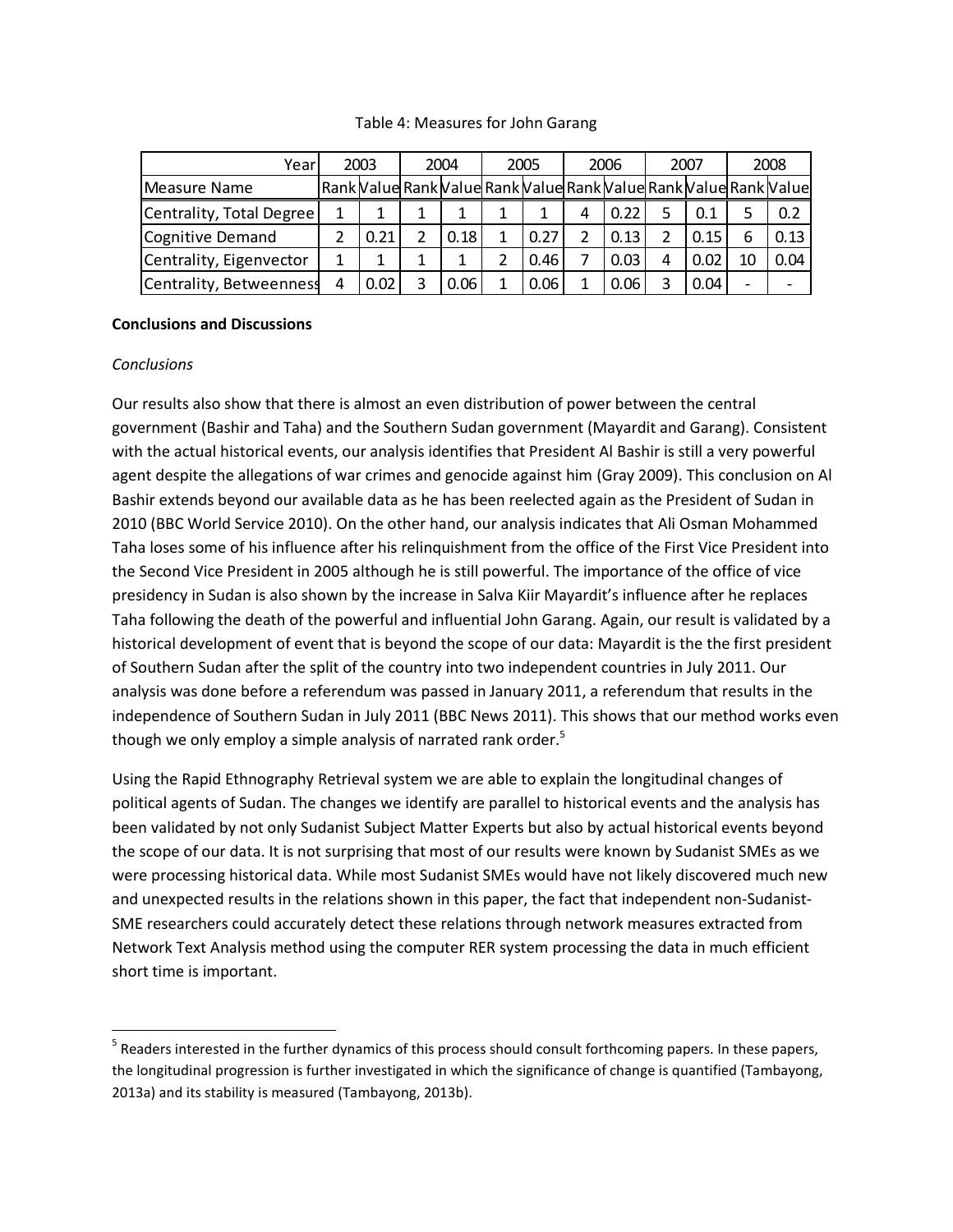Table 4: Measures for John Garang

| Year | 2003 | | 2004 | | 2005 | | 2006 | | 2007 | | 2008 | |
|---|---|---|---|---|---|---|---|---|---|---|---|---|
| Measure Name | Rank | Value | Rank | Value | Rank | Value | Rank | Value | Rank | Value | Rank | Value |
| Centrality, Total Degree | 1 | 1 | 1 | 1 | 1 | 1 | 4 | 0.22 | 5 | 0.1 | 5 | 0.2 |
| Cognitive Demand | 2 | 0.21 | 2 | 0.18 | 1 | 0.27 | 2 | 0.13 | 2 | 0.15 | 6 | 0.13 |
| Centrality, Eigenvector | 1 | 1 | 1 | 1 | 2 | 0.46 | 7 | 0.03 | 4 | 0.02 | 10 | 0.04 |
| Centrality, Betweenness | 4 | 0.02 | 3 | 0.06 | 1 | 0.06 | 1 | 0.06 | 3 | 0.04 | - | - |

**Conclusions and Discussions**

*Conclusions*

Our results also show that there is almost an even distribution of power between the central government (Bashir and Taha) and the Southern Sudan government (Mayardit and Garang). Consistent with the actual historical events, our analysis identifies that President Al Bashir is still a very powerful agent despite the allegations of war crimes and genocide against him (Gray 2009). This conclusion on Al Bashir extends beyond our available data as he has been reelected again as the President of Sudan in 2010 (BBC World Service 2010). On the other hand, our analysis indicates that Ali Osman Mohammed Taha loses some of his influence after his relinquishment from the office of the First Vice President into the Second Vice President in 2005 although he is still powerful. The importance of the office of vice presidency in Sudan is also shown by the increase in Salva Kiir Mayardit's influence after he replaces Taha following the death of the powerful and influential John Garang. Again, our result is validated by a historical development of event that is beyond the scope of our data: Mayardit is the the first president of Southern Sudan after the split of the country into two independent countries in July 2011. Our analysis was done before a referendum was passed in January 2011, a referendum that results in the independence of Southern Sudan in July 2011 (BBC News 2011). This shows that our method works even though we only employ a simple analysis of narrated rank order.[5]

Using the Rapid Ethnography Retrieval system we are able to explain the longitudinal changes of political agents of Sudan. The changes we identify are parallel to historical events and the analysis has been validated by not only Sudanist Subject Matter Experts but also by actual historical events beyond the scope of our data. It is not surprising that most of our results were known by Sudanist SMEs as we were processing historical data. While most Sudanist SMEs would have not likely discovered much new and unexpected results in the relations shown in this paper, the fact that independent non-Sudanist-SME researchers could accurately detect these relations through network measures extracted from Network Text Analysis method using the computer RER system processing the data in much efficient short time is important.

[5] Readers interested in the further dynamics of this process should consult forthcoming papers. In these papers, the longitudinal progression is further investigated in which the significance of change is quantified (Tambayong, 2013a) and its stability is measured (Tambayong, 2013b).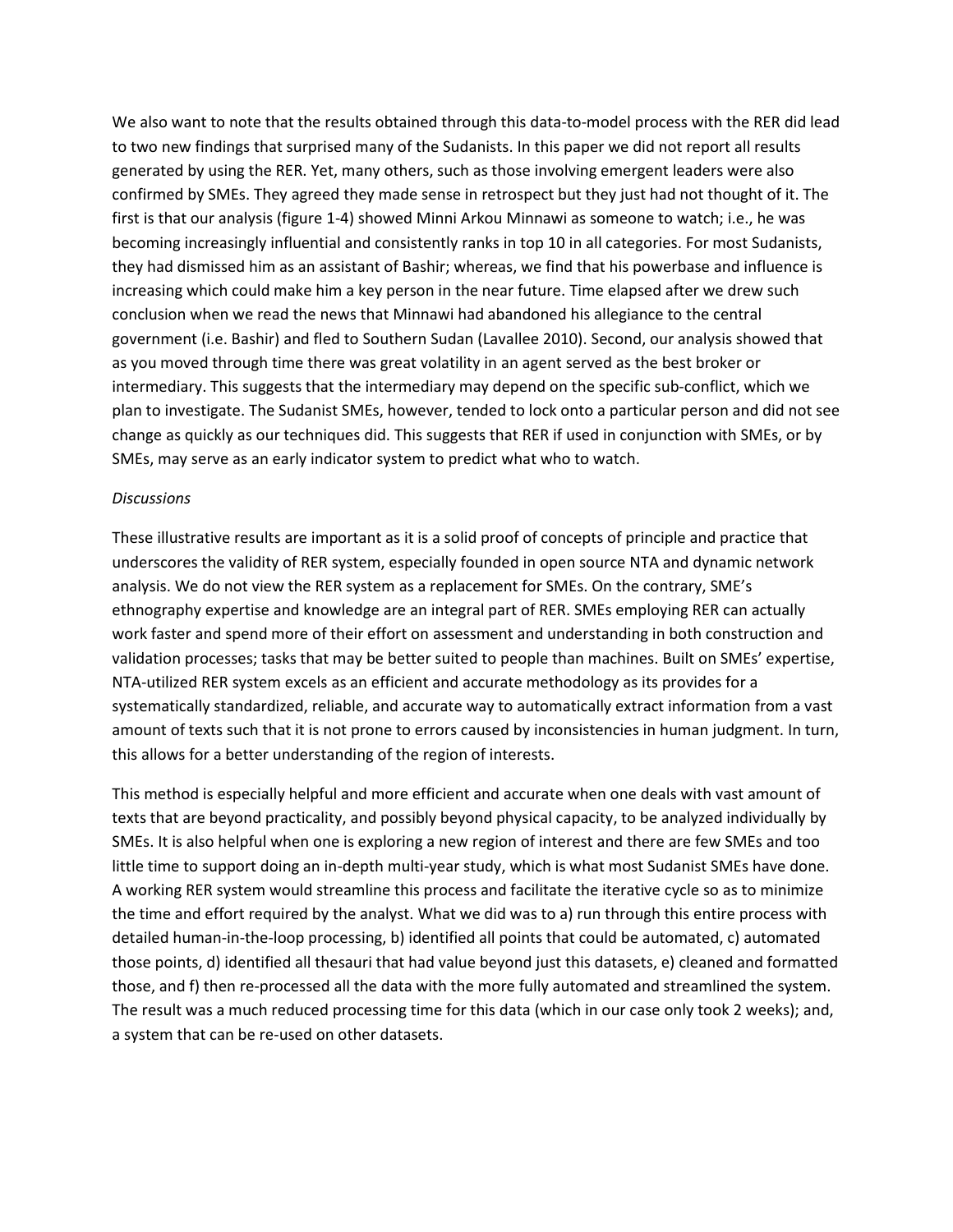We also want to note that the results obtained through this data-to-model process with the RER did lead to two new findings that surprised many of the Sudanists. In this paper we did not report all results generated by using the RER. Yet, many others, such as those involving emergent leaders were also confirmed by SMEs. They agreed they made sense in retrospect but they just had not thought of it. The first is that our analysis (figure 1-4) showed Minni Arkou Minnawi as someone to watch; i.e., he was becoming increasingly influential and consistently ranks in top 10 in all categories. For most Sudanists, they had dismissed him as an assistant of Bashir; whereas, we find that his powerbase and influence is increasing which could make him a key person in the near future. Time elapsed after we drew such conclusion when we read the news that Minnawi had abandoned his allegiance to the central government (i.e. Bashir) and fled to Southern Sudan (Lavallee 2010). Second, our analysis showed that as you moved through time there was great volatility in an agent served as the best broker or intermediary. This suggests that the intermediary may depend on the specific sub-conflict, which we plan to investigate. The Sudanist SMEs, however, tended to lock onto a particular person and did not see change as quickly as our techniques did. This suggests that RER if used in conjunction with SMEs, or by SMEs, may serve as an early indicator system to predict what who to watch.

*Discussions*

These illustrative results are important as it is a solid proof of concepts of principle and practice that underscores the validity of RER system, especially founded in open source NTA and dynamic network analysis. We do not view the RER system as a replacement for SMEs. On the contrary, SME's ethnography expertise and knowledge are an integral part of RER. SMEs employing RER can actually work faster and spend more of their effort on assessment and understanding in both construction and validation processes; tasks that may be better suited to people than machines. Built on SMEs' expertise, NTA-utilized RER system excels as an efficient and accurate methodology as its provides for a systematically standardized, reliable, and accurate way to automatically extract information from a vast amount of texts such that it is not prone to errors caused by inconsistencies in human judgment. In turn, this allows for a better understanding of the region of interests.

This method is especially helpful and more efficient and accurate when one deals with vast amount of texts that are beyond practicality, and possibly beyond physical capacity, to be analyzed individually by SMEs. It is also helpful when one is exploring a new region of interest and there are few SMEs and too little time to support doing an in-depth multi-year study, which is what most Sudanist SMEs have done. A working RER system would streamline this process and facilitate the iterative cycle so as to minimize the time and effort required by the analyst. What we did was to a) run through this entire process with detailed human-in-the-loop processing, b) identified all points that could be automated, c) automated those points, d) identified all thesauri that had value beyond just this datasets, e) cleaned and formatted those, and f) then re-processed all the data with the more fully automated and streamlined the system. The result was a much reduced processing time for this data (which in our case only took 2 weeks); and, a system that can be re-used on other datasets.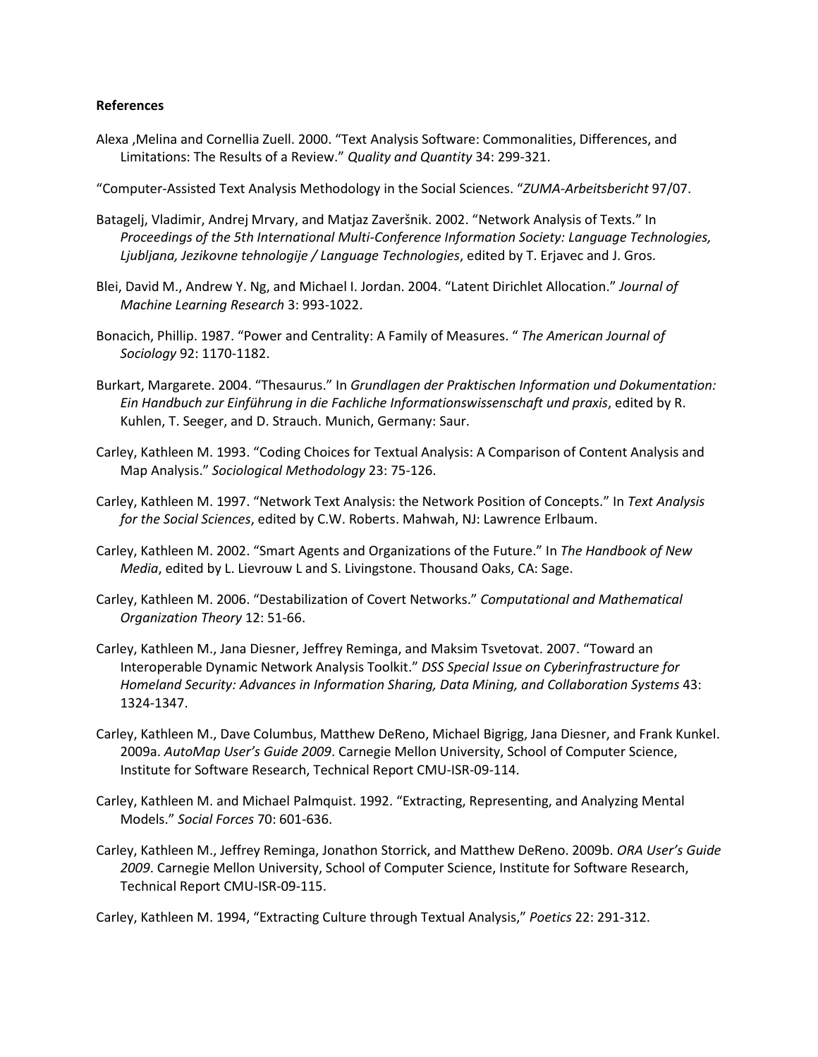**References**

Alexa ,Melina and Cornellia Zuell. 2000. "Text Analysis Software: Commonalities, Differences, and Limitations: The Results of a Review." *Quality and Quantity* 34: 299-321.

"Computer-Assisted Text Analysis Methodology in the Social Sciences. "*ZUMA-Arbeitsbericht* 97/07.

Batagelj, Vladimir, Andrej Mrvary, and Matjaz Zaveršnik. 2002. "Network Analysis of Texts." In *Proceedings of the 5th International Multi-Conference Information Society: Language Technologies, Ljubljana, Jezikovne tehnologije / Language Technologies*, edited by T. Erjavec and J. Gros.

Blei, David M., Andrew Y. Ng, and Michael I. Jordan. 2004. "Latent Dirichlet Allocation." *Journal of Machine Learning Research* 3: 993-1022.

Bonacich, Phillip. 1987. "Power and Centrality: A Family of Measures. " *The American Journal of Sociology* 92: 1170-1182.

Burkart, Margarete. 2004. "Thesaurus." In *Grundlagen der Praktischen Information und Dokumentation: Ein Handbuch zur Einführung in die Fachliche Informationswissenschaft und praxis*, edited by R. Kuhlen, T. Seeger, and D. Strauch. Munich, Germany: Saur.

Carley, Kathleen M. 1993. "Coding Choices for Textual Analysis: A Comparison of Content Analysis and Map Analysis." *Sociological Methodology* 23: 75-126.

Carley, Kathleen M. 1997. "Network Text Analysis: the Network Position of Concepts." In *Text Analysis for the Social Sciences*, edited by C.W. Roberts. Mahwah, NJ: Lawrence Erlbaum.

Carley, Kathleen M. 2002. "Smart Agents and Organizations of the Future." In *The Handbook of New Media*, edited by L. Lievrouw L and S. Livingstone. Thousand Oaks, CA: Sage.

Carley, Kathleen M. 2006. "Destabilization of Covert Networks." *Computational and Mathematical Organization Theory* 12: 51-66.

Carley, Kathleen M., Jana Diesner, Jeffrey Reminga, and Maksim Tsvetovat. 2007. "Toward an Interoperable Dynamic Network Analysis Toolkit." *DSS Special Issue on Cyberinfrastructure for Homeland Security: Advances in Information Sharing, Data Mining, and Collaboration Systems* 43: 1324-1347.

Carley, Kathleen M., Dave Columbus, Matthew DeReno, Michael Bigrigg, Jana Diesner, and Frank Kunkel. 2009a. *AutoMap User's Guide 2009*. Carnegie Mellon University, School of Computer Science, Institute for Software Research, Technical Report CMU-ISR-09-114.

Carley, Kathleen M. and Michael Palmquist. 1992. "Extracting, Representing, and Analyzing Mental Models." *Social Forces* 70: 601-636.

Carley, Kathleen M., Jeffrey Reminga, Jonathon Storrick, and Matthew DeReno. 2009b. *ORA User's Guide 2009*. Carnegie Mellon University, School of Computer Science, Institute for Software Research, Technical Report CMU-ISR-09-115.

Carley, Kathleen M. 1994, "Extracting Culture through Textual Analysis," *Poetics* 22: 291-312.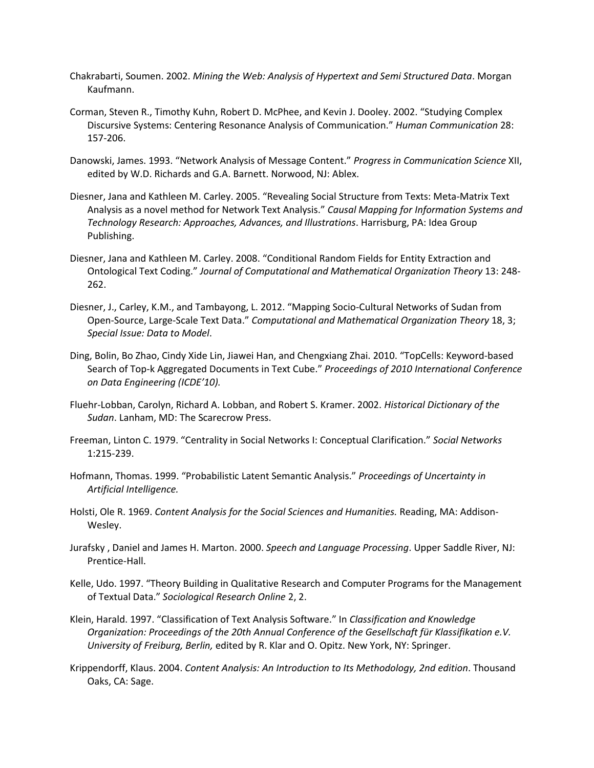Chakrabarti, Soumen. 2002. *Mining the Web: Analysis of Hypertext and Semi Structured Data*. Morgan Kaufmann.

Corman, Steven R., Timothy Kuhn, Robert D. McPhee, and Kevin J. Dooley. 2002. "Studying Complex Discursive Systems: Centering Resonance Analysis of Communication." *Human Communication* 28: 157-206.

Danowski, James. 1993. "Network Analysis of Message Content." *Progress in Communication Science* XII, edited by W.D. Richards and G.A. Barnett. Norwood, NJ: Ablex.

Diesner, Jana and Kathleen M. Carley. 2005. "Revealing Social Structure from Texts: Meta-Matrix Text Analysis as a novel method for Network Text Analysis." *Causal Mapping for Information Systems and Technology Research: Approaches, Advances, and Illustrations*. Harrisburg, PA: Idea Group Publishing.

Diesner, Jana and Kathleen M. Carley. 2008. "Conditional Random Fields for Entity Extraction and Ontological Text Coding." *Journal of Computational and Mathematical Organization Theory* 13: 248-262.

Diesner, J., Carley, K.M., and Tambayong, L. 2012. "Mapping Socio-Cultural Networks of Sudan from Open-Source, Large-Scale Text Data." *Computational and Mathematical Organization Theory* 18, 3; *Special Issue: Data to Model*.

Ding, Bolin, Bo Zhao, Cindy Xide Lin, Jiawei Han, and Chengxiang Zhai. 2010. "TopCells: Keyword-based Search of Top-k Aggregated Documents in Text Cube." *Proceedings of 2010 International Conference on Data Engineering (ICDE'10).*

Fluehr-Lobban, Carolyn, Richard A. Lobban, and Robert S. Kramer. 2002. *Historical Dictionary of the Sudan*. Lanham, MD: The Scarecrow Press.

Freeman, Linton C. 1979. "Centrality in Social Networks I: Conceptual Clarification." *Social Networks* 1:215-239.

Hofmann, Thomas. 1999. "Probabilistic Latent Semantic Analysis." *Proceedings of Uncertainty in Artificial Intelligence.*

Holsti, Ole R. 1969. *Content Analysis for the Social Sciences and Humanities.* Reading, MA: Addison-Wesley.

Jurafsky , Daniel and James H. Marton. 2000. *Speech and Language Processing*. Upper Saddle River, NJ: Prentice-Hall.

Kelle, Udo. 1997. "Theory Building in Qualitative Research and Computer Programs for the Management of Textual Data." *Sociological Research Online* 2, 2.

Klein, Harald. 1997. "Classification of Text Analysis Software." In *Classification and Knowledge Organization: Proceedings of the 20th Annual Conference of the Gesellschaft für Klassifikation e.V. University of Freiburg, Berlin,* edited by R. Klar and O. Opitz. New York, NY: Springer.

Krippendorff, Klaus. 2004. *Content Analysis: An Introduction to Its Methodology, 2nd edition*. Thousand Oaks, CA: Sage.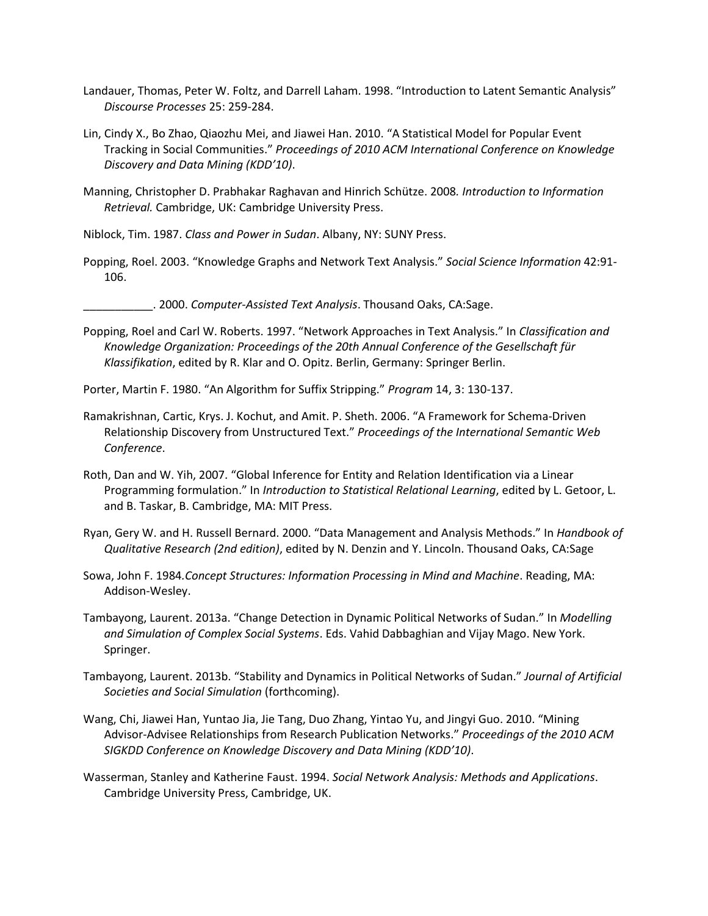Landauer, Thomas, Peter W. Foltz, and Darrell Laham. 1998. "Introduction to Latent Semantic Analysis" *Discourse Processes* 25: 259-284.

Lin, Cindy X., Bo Zhao, Qiaozhu Mei, and Jiawei Han. 2010. "A Statistical Model for Popular Event Tracking in Social Communities." *Proceedings of 2010 ACM International Conference on Knowledge Discovery and Data Mining (KDD'10)*.

Manning, Christopher D. Prabhakar Raghavan and Hinrich Schütze. 2008. *Introduction to Information Retrieval.* Cambridge, UK: Cambridge University Press.

Niblock, Tim. 1987. *Class and Power in Sudan*. Albany, NY: SUNY Press.

Popping, Roel. 2003. "Knowledge Graphs and Network Text Analysis." *Social Science Information* 42:91-106.

___________. 2000. *Computer-Assisted Text Analysis*. Thousand Oaks, CA:Sage.

Popping, Roel and Carl W. Roberts. 1997. "Network Approaches in Text Analysis." In *Classification and Knowledge Organization: Proceedings of the 20th Annual Conference of the Gesellschaft für Klassifikation*, edited by R. Klar and O. Opitz. Berlin, Germany: Springer Berlin.

Porter, Martin F. 1980. "An Algorithm for Suffix Stripping." *Program* 14, 3: 130-137.

Ramakrishnan, Cartic, Krys. J. Kochut, and Amit. P. Sheth. 2006. "A Framework for Schema-Driven Relationship Discovery from Unstructured Text." *Proceedings of the International Semantic Web Conference*.

Roth, Dan and W. Yih, 2007. "Global Inference for Entity and Relation Identification via a Linear Programming formulation." In *Introduction to Statistical Relational Learning*, edited by L. Getoor, L. and B. Taskar, B. Cambridge, MA: MIT Press.

Ryan, Gery W. and H. Russell Bernard. 2000. "Data Management and Analysis Methods." In *Handbook of Qualitative Research (2nd edition)*, edited by N. Denzin and Y. Lincoln. Thousand Oaks, CA:Sage

Sowa, John F. 1984.*Concept Structures: Information Processing in Mind and Machine*. Reading, MA: Addison-Wesley.

Tambayong, Laurent. 2013a. "Change Detection in Dynamic Political Networks of Sudan." In *Modelling and Simulation of Complex Social Systems*. Eds. Vahid Dabbaghian and Vijay Mago. New York. Springer.

Tambayong, Laurent. 2013b. "Stability and Dynamics in Political Networks of Sudan." *Journal of Artificial Societies and Social Simulation* (forthcoming).

Wang, Chi, Jiawei Han, Yuntao Jia, Jie Tang, Duo Zhang, Yintao Yu, and Jingyi Guo. 2010. "Mining Advisor-Advisee Relationships from Research Publication Networks." *Proceedings of the 2010 ACM SIGKDD Conference on Knowledge Discovery and Data Mining (KDD'10)*.

Wasserman, Stanley and Katherine Faust. 1994. *Social Network Analysis: Methods and Applications*. Cambridge University Press, Cambridge, UK.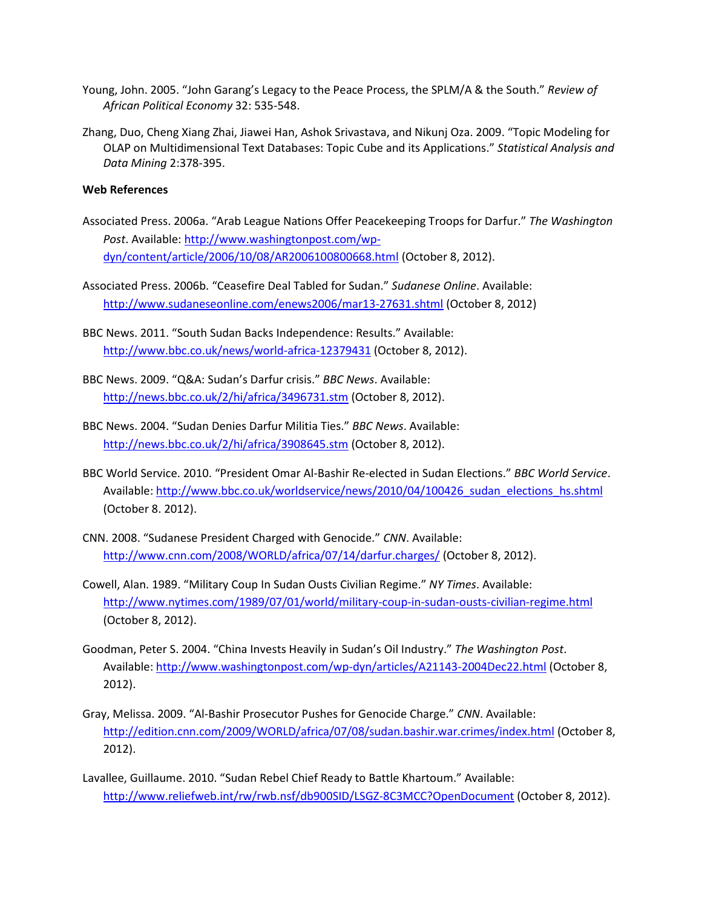Young, John. 2005. “John Garang’s Legacy to the Peace Process, the SPLM/A & the South.” *Review of African Political Economy* 32: 535-548.

Zhang, Duo, Cheng Xiang Zhai, Jiawei Han, Ashok Srivastava, and Nikunj Oza. 2009. “Topic Modeling for OLAP on Multidimensional Text Databases: Topic Cube and its Applications.” *Statistical Analysis and Data Mining* 2:378-395.

**Web References**

Associated Press. 2006a. “Arab League Nations Offer Peacekeeping Troops for Darfur.” *The Washington Post*. Available: http://www.washingtonpost.com/wp-dyn/content/article/2006/10/08/AR2006100800668.html (October 8, 2012).

Associated Press. 2006b. “Ceasefire Deal Tabled for Sudan.” *Sudanese Online*. Available: http://www.sudaneseonline.com/enews2006/mar13-27631.shtml (October 8, 2012)

BBC News. 2011. “South Sudan Backs Independence: Results.” Available: http://www.bbc.co.uk/news/world-africa-12379431 (October 8, 2012).

BBC News. 2009. “Q&A: Sudan’s Darfur crisis.” *BBC News*. Available: http://news.bbc.co.uk/2/hi/africa/3496731.stm (October 8, 2012).

BBC News. 2004. “Sudan Denies Darfur Militia Ties.” *BBC News*. Available: http://news.bbc.co.uk/2/hi/africa/3908645.stm (October 8, 2012).

BBC World Service. 2010. “President Omar Al-Bashir Re-elected in Sudan Elections.” *BBC World Service*. Available: http://www.bbc.co.uk/worldservice/news/2010/04/100426_sudan_elections_hs.shtml (October 8. 2012).

CNN. 2008. “Sudanese President Charged with Genocide.” *CNN*. Available: http://www.cnn.com/2008/WORLD/africa/07/14/darfur.charges/ (October 8, 2012).

Cowell, Alan. 1989. “Military Coup In Sudan Ousts Civilian Regime.” *NY Times*. Available: http://www.nytimes.com/1989/07/01/world/military-coup-in-sudan-ousts-civilian-regime.html (October 8, 2012).

Goodman, Peter S. 2004. “China Invests Heavily in Sudan’s Oil Industry.” *The Washington Post*. Available: http://www.washingtonpost.com/wp-dyn/articles/A21143-2004Dec22.html (October 8, 2012).

Gray, Melissa. 2009. “Al-Bashir Prosecutor Pushes for Genocide Charge.” *CNN*. Available: http://edition.cnn.com/2009/WORLD/africa/07/08/sudan.bashir.war.crimes/index.html (October 8, 2012).

Lavallee, Guillaume. 2010. “Sudan Rebel Chief Ready to Battle Khartoum.” Available: http://www.reliefweb.int/rw/rwb.nsf/db900SID/LSGZ-8C3MCC?OpenDocument (October 8, 2012).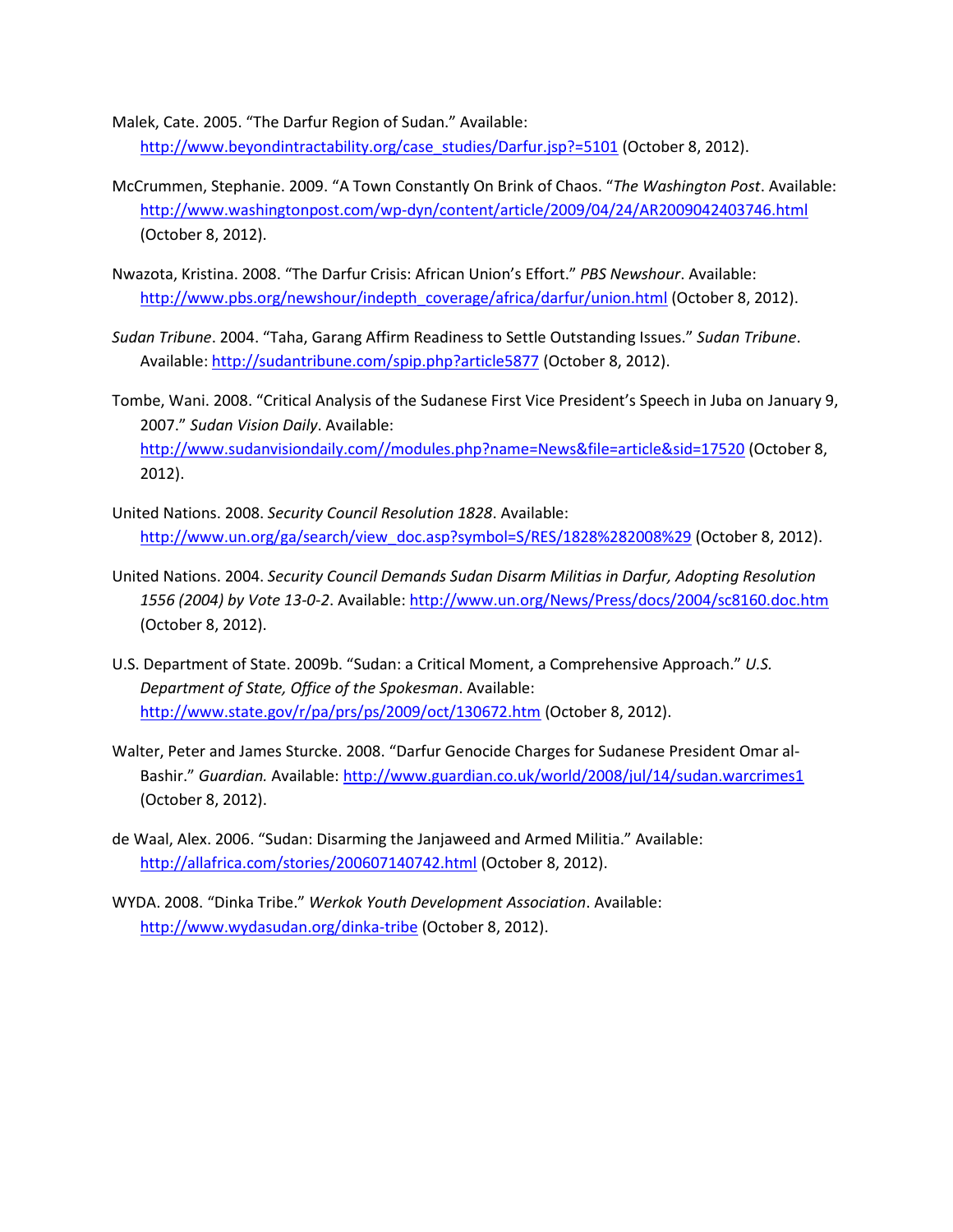Malek, Cate. 2005. "The Darfur Region of Sudan." Available: http://www.beyondintractability.org/case_studies/Darfur.jsp?=5101 (October 8, 2012).

McCrummen, Stephanie. 2009. "A Town Constantly On Brink of Chaos. "*The Washington Post*. Available: http://www.washingtonpost.com/wp-dyn/content/article/2009/04/24/AR2009042403746.html (October 8, 2012).

Nwazota, Kristina. 2008. "The Darfur Crisis: African Union's Effort." *PBS Newshour*. Available: http://www.pbs.org/newshour/indepth_coverage/africa/darfur/union.html (October 8, 2012).

*Sudan Tribune*. 2004. "Taha, Garang Affirm Readiness to Settle Outstanding Issues." *Sudan Tribune*. Available: http://sudantribune.com/spip.php?article5877 (October 8, 2012).

Tombe, Wani. 2008. "Critical Analysis of the Sudanese First Vice President's Speech in Juba on January 9, 2007." *Sudan Vision Daily*. Available: http://www.sudanvisiondaily.com//modules.php?name=News&file=article&sid=17520 (October 8, 2012).

United Nations. 2008. *Security Council Resolution 1828*. Available: http://www.un.org/ga/search/view_doc.asp?symbol=S/RES/1828%282008%29 (October 8, 2012).

United Nations. 2004. *Security Council Demands Sudan Disarm Militias in Darfur, Adopting Resolution 1556 (2004) by Vote 13-0-2*. Available: http://www.un.org/News/Press/docs/2004/sc8160.doc.htm (October 8, 2012).

U.S. Department of State. 2009b. "Sudan: a Critical Moment, a Comprehensive Approach." *U.S. Department of State, Office of the Spokesman*. Available: http://www.state.gov/r/pa/prs/ps/2009/oct/130672.htm (October 8, 2012).

Walter, Peter and James Sturcke. 2008. "Darfur Genocide Charges for Sudanese President Omar al-Bashir." *Guardian.* Available: http://www.guardian.co.uk/world/2008/jul/14/sudan.warcrimes1 (October 8, 2012).

de Waal, Alex. 2006. "Sudan: Disarming the Janjaweed and Armed Militia." Available: http://allafrica.com/stories/200607140742.html (October 8, 2012).

WYDA. 2008. "Dinka Tribe." *Werkok Youth Development Association*. Available: http://www.wydasudan.org/dinka-tribe (October 8, 2012).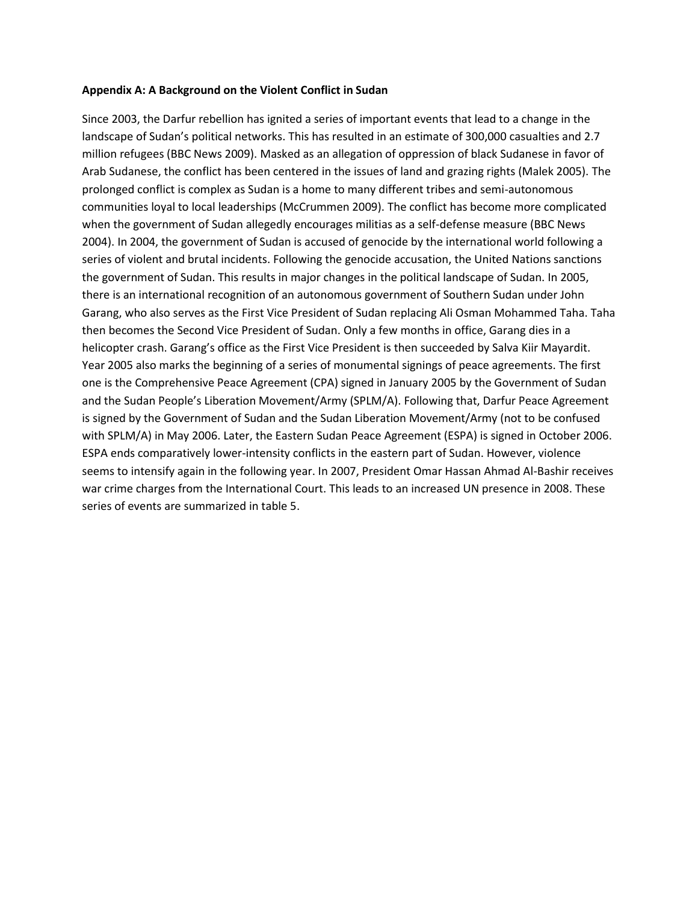**Appendix A: A Background on the Violent Conflict in Sudan**

Since 2003, the Darfur rebellion has ignited a series of important events that lead to a change in the landscape of Sudan's political networks. This has resulted in an estimate of 300,000 casualties and 2.7 million refugees (BBC News 2009). Masked as an allegation of oppression of black Sudanese in favor of Arab Sudanese, the conflict has been centered in the issues of land and grazing rights (Malek 2005). The prolonged conflict is complex as Sudan is a home to many different tribes and semi-autonomous communities loyal to local leaderships (McCrummen 2009). The conflict has become more complicated when the government of Sudan allegedly encourages militias as a self-defense measure (BBC News 2004). In 2004, the government of Sudan is accused of genocide by the international world following a series of violent and brutal incidents. Following the genocide accusation, the United Nations sanctions the government of Sudan. This results in major changes in the political landscape of Sudan. In 2005, there is an international recognition of an autonomous government of Southern Sudan under John Garang, who also serves as the First Vice President of Sudan replacing Ali Osman Mohammed Taha. Taha then becomes the Second Vice President of Sudan. Only a few months in office, Garang dies in a helicopter crash. Garang's office as the First Vice President is then succeeded by Salva Kiir Mayardit. Year 2005 also marks the beginning of a series of monumental signings of peace agreements. The first one is the Comprehensive Peace Agreement (CPA) signed in January 2005 by the Government of Sudan and the Sudan People's Liberation Movement/Army (SPLM/A). Following that, Darfur Peace Agreement is signed by the Government of Sudan and the Sudan Liberation Movement/Army (not to be confused with SPLM/A) in May 2006. Later, the Eastern Sudan Peace Agreement (ESPA) is signed in October 2006. ESPA ends comparatively lower-intensity conflicts in the eastern part of Sudan. However, violence seems to intensify again in the following year. In 2007, President Omar Hassan Ahmad Al-Bashir receives war crime charges from the International Court. This leads to an increased UN presence in 2008. These series of events are summarized in table 5.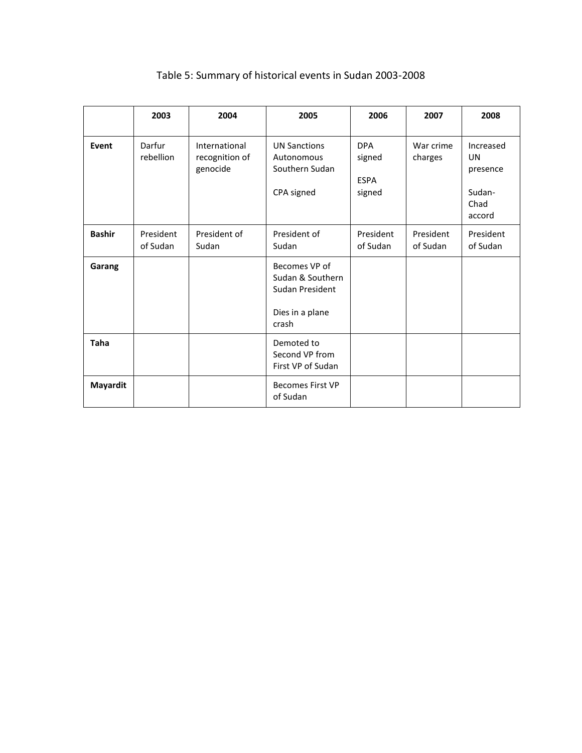Table 5: Summary of historical events in Sudan 2003-2008

| | 2003 | 2004 | 2005 | 2006 | 2007 | 2008 |
|---|---|---|---|---|---|---|
| **Event** | Darfur rebellion | International recognition of genocide | UN Sanctions Autonomous Southern Sudan<br><br>CPA signed | DPA signed<br><br>ESPA signed | War crime charges | Increased UN presence<br><br>Sudan-Chad accord |
| **Bashir** | President of Sudan | President of Sudan | President of Sudan | President of Sudan | President of Sudan | President of Sudan |
| **Garang** | | | Becomes VP of Sudan & Southern Sudan President<br><br>Dies in a plane crash | | | |
| **Taha** | | | Demoted to Second VP from First VP of Sudan | | | |
| **Mayardit** | | | Becomes First VP of Sudan | | | |